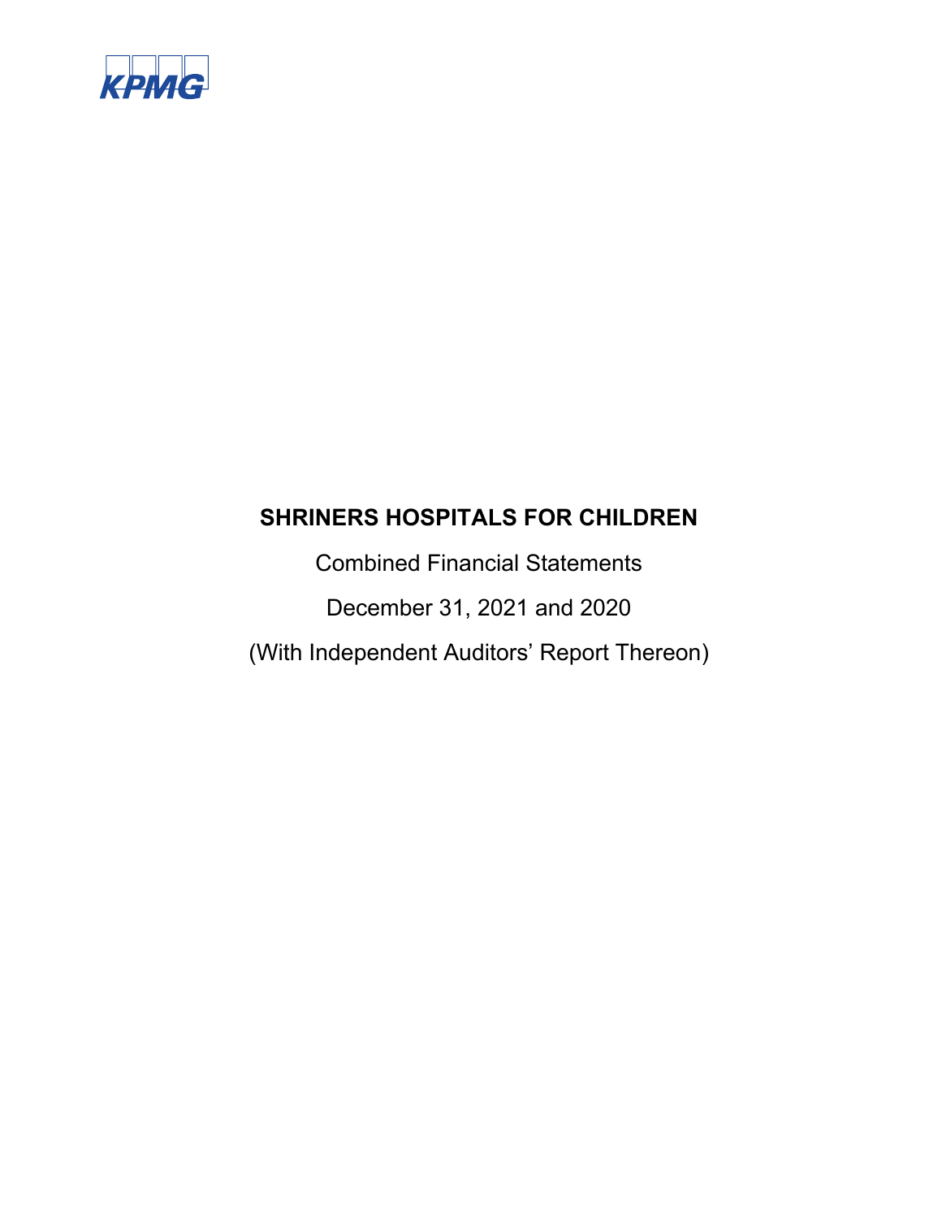KPMG

# SHRINERS HOSPITALS FOR CHILDREN

Combined Financial Statements

December 31, 2021 and 2020

(With Independent Auditors' Report Thereon)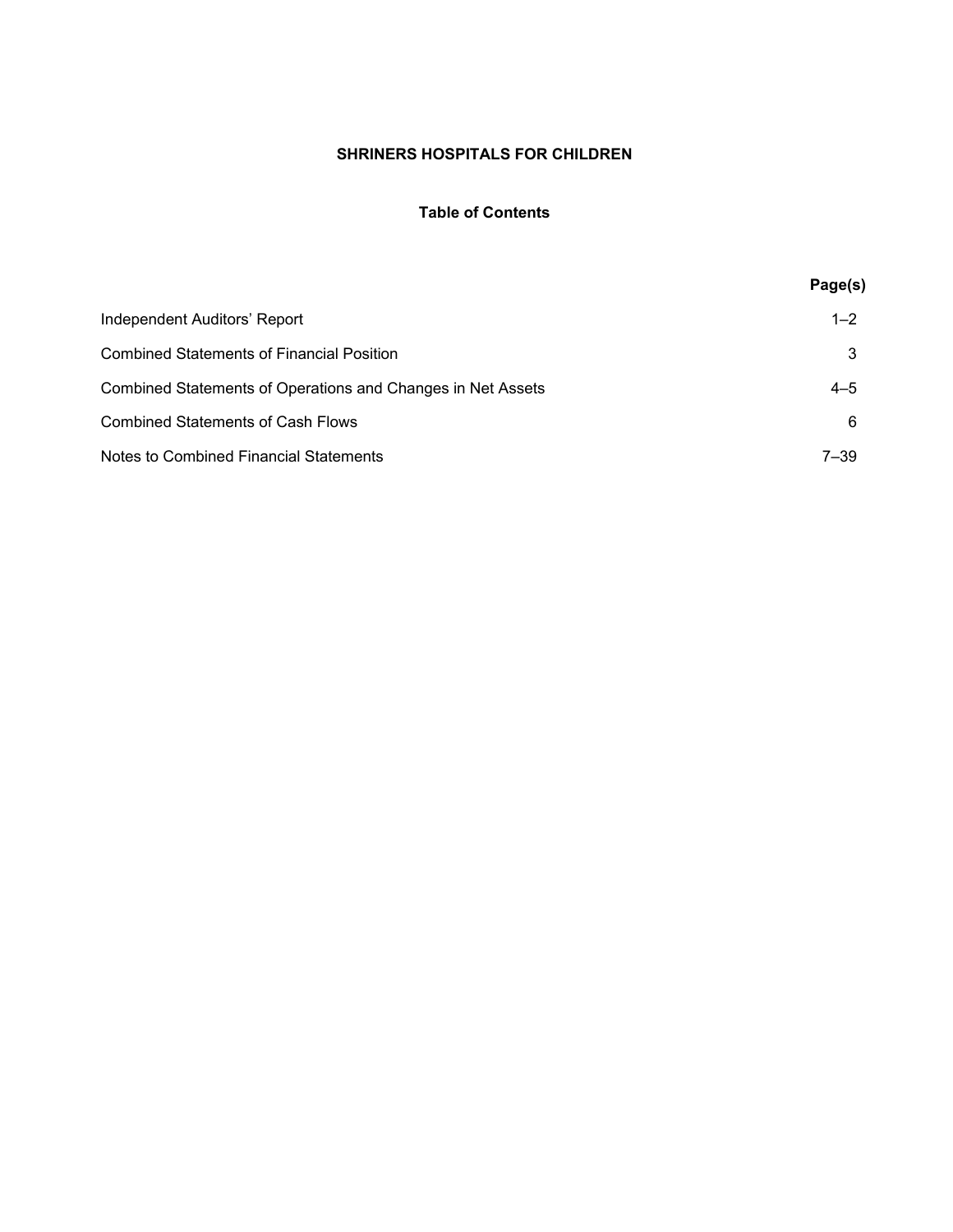# SHRINERS HOSPITALS FOR CHILDREN

## Table of Contents

| | Page(s) |
|---|---|
| Independent Auditors’ Report | 1–2 |
| Combined Statements of Financial Position | 3 |
| Combined Statements of Operations and Changes in Net Assets | 4–5 |
| Combined Statements of Cash Flows | 6 |
| Notes to Combined Financial Statements | 7–39 |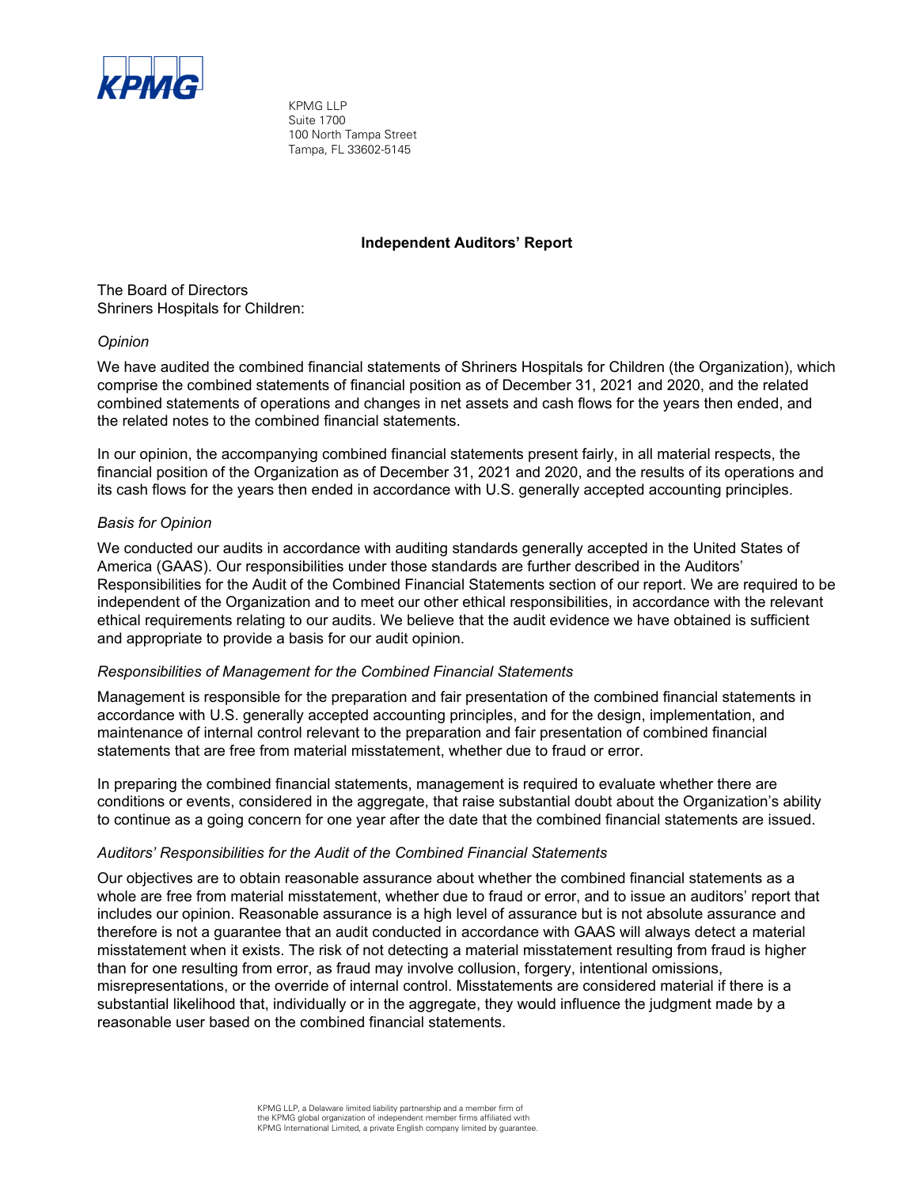KPMG LLP
Suite 1700
100 North Tampa Street
Tampa, FL 33602-5145

## Independent Auditors' Report

The Board of Directors
Shriners Hospitals for Children:

*Opinion*

We have audited the combined financial statements of Shriners Hospitals for Children (the Organization), which comprise the combined statements of financial position as of December 31, 2021 and 2020, and the related combined statements of operations and changes in net assets and cash flows for the years then ended, and the related notes to the combined financial statements.

In our opinion, the accompanying combined financial statements present fairly, in all material respects, the financial position of the Organization as of December 31, 2021 and 2020, and the results of its operations and its cash flows for the years then ended in accordance with U.S. generally accepted accounting principles.

*Basis for Opinion*

We conducted our audits in accordance with auditing standards generally accepted in the United States of America (GAAS). Our responsibilities under those standards are further described in the Auditors' Responsibilities for the Audit of the Combined Financial Statements section of our report. We are required to be independent of the Organization and to meet our other ethical responsibilities, in accordance with the relevant ethical requirements relating to our audits. We believe that the audit evidence we have obtained is sufficient and appropriate to provide a basis for our audit opinion.

*Responsibilities of Management for the Combined Financial Statements*

Management is responsible for the preparation and fair presentation of the combined financial statements in accordance with U.S. generally accepted accounting principles, and for the design, implementation, and maintenance of internal control relevant to the preparation and fair presentation of combined financial statements that are free from material misstatement, whether due to fraud or error.

In preparing the combined financial statements, management is required to evaluate whether there are conditions or events, considered in the aggregate, that raise substantial doubt about the Organization's ability to continue as a going concern for one year after the date that the combined financial statements are issued.

*Auditors' Responsibilities for the Audit of the Combined Financial Statements*

Our objectives are to obtain reasonable assurance about whether the combined financial statements as a whole are free from material misstatement, whether due to fraud or error, and to issue an auditors' report that includes our opinion. Reasonable assurance is a high level of assurance but is not absolute assurance and therefore is not a guarantee that an audit conducted in accordance with GAAS will always detect a material misstatement when it exists. The risk of not detecting a material misstatement resulting from fraud is higher than for one resulting from error, as fraud may involve collusion, forgery, intentional omissions, misrepresentations, or the override of internal control. Misstatements are considered material if there is a substantial likelihood that, individually or in the aggregate, they would influence the judgment made by a reasonable user based on the combined financial statements.

KPMG LLP, a Delaware limited liability partnership and a member firm of the KPMG global organization of independent member firms affiliated with KPMG International Limited, a private English company limited by guarantee.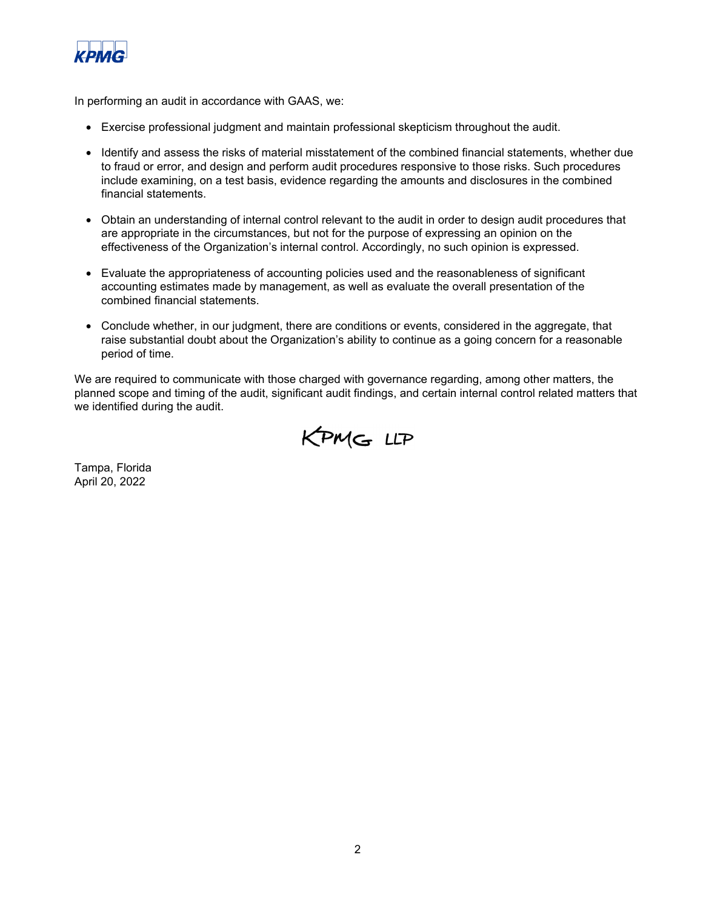In performing an audit in accordance with GAAS, we:

- Exercise professional judgment and maintain professional skepticism throughout the audit.
- Identify and assess the risks of material misstatement of the combined financial statements, whether due to fraud or error, and design and perform audit procedures responsive to those risks. Such procedures include examining, on a test basis, evidence regarding the amounts and disclosures in the combined financial statements.
- Obtain an understanding of internal control relevant to the audit in order to design audit procedures that are appropriate in the circumstances, but not for the purpose of expressing an opinion on the effectiveness of the Organization's internal control. Accordingly, no such opinion is expressed.
- Evaluate the appropriateness of accounting policies used and the reasonableness of significant accounting estimates made by management, as well as evaluate the overall presentation of the combined financial statements.
- Conclude whether, in our judgment, there are conditions or events, considered in the aggregate, that raise substantial doubt about the Organization's ability to continue as a going concern for a reasonable period of time.

We are required to communicate with those charged with governance regarding, among other matters, the planned scope and timing of the audit, significant audit findings, and certain internal control related matters that we identified during the audit.

KPMG LLP

Tampa, Florida
April 20, 2022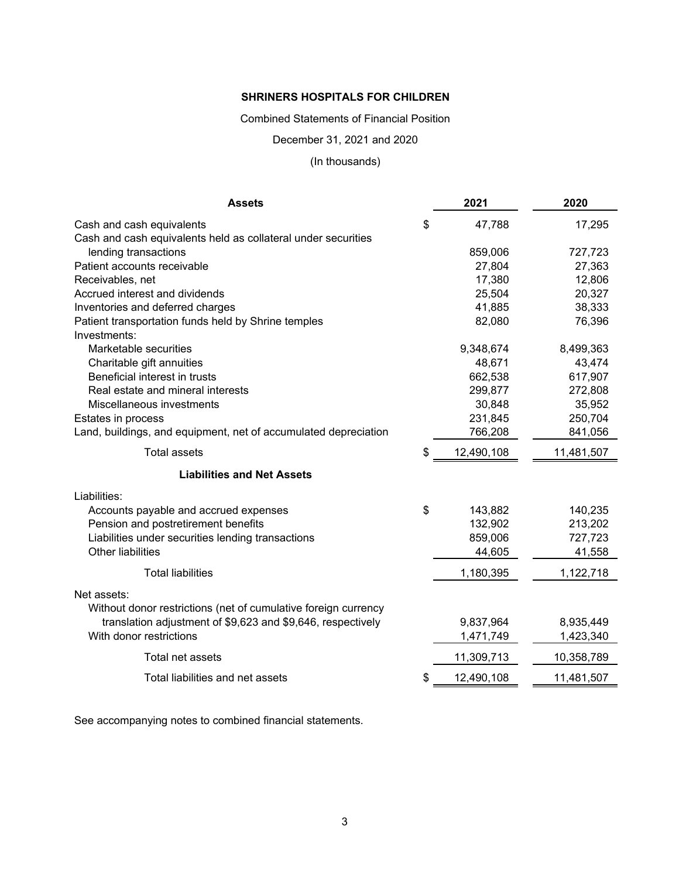**SHRINERS HOSPITALS FOR CHILDREN**

Combined Statements of Financial Position

December 31, 2021 and 2020

(In thousands)

| **Assets** | | 2021 | 2020 |
|---|---|---|---|
| Cash and cash equivalents | $ | 47,788 | 17,295 |
| Cash and cash equivalents held as collateral under securities lending transactions | | 859,006 | 727,723 |
| Patient accounts receivable | | 27,804 | 27,363 |
| Receivables, net | | 17,380 | 12,806 |
| Accrued interest and dividends | | 25,504 | 20,327 |
| Inventories and deferred charges | | 41,885 | 38,333 |
| Patient transportation funds held by Shrine temples | | 82,080 | 76,396 |
| Investments: | | | |
| Marketable securities | | 9,348,674 | 8,499,363 |
| Charitable gift annuities | | 48,671 | 43,474 |
| Beneficial interest in trusts | | 662,538 | 617,907 |
| Real estate and mineral interests | | 299,877 | 272,808 |
| Miscellaneous investments | | 30,848 | 35,952 |
| Estates in process | | 231,845 | 250,704 |
| Land, buildings, and equipment, net of accumulated depreciation | | 766,208 | 841,056 |
| Total assets | $ | 12,490,108 | 11,481,507 |
| **Liabilities and Net Assets** | | | |
| Liabilities: | | | |
| Accounts payable and accrued expenses | $ | 143,882 | 140,235 |
| Pension and postretirement benefits | | 132,902 | 213,202 |
| Liabilities under securities lending transactions | | 859,006 | 727,723 |
| Other liabilities | | 44,605 | 41,558 |
| Total liabilities | | 1,180,395 | 1,122,718 |
| Net assets: | | | |
| Without donor restrictions (net of cumulative foreign currency translation adjustment of $9,623 and $9,646, respectively | | 9,837,964 | 8,935,449 |
| With donor restrictions | | 1,471,749 | 1,423,340 |
| Total net assets | | 11,309,713 | 10,358,789 |
| Total liabilities and net assets | $ | 12,490,108 | 11,481,507 |

See accompanying notes to combined financial statements.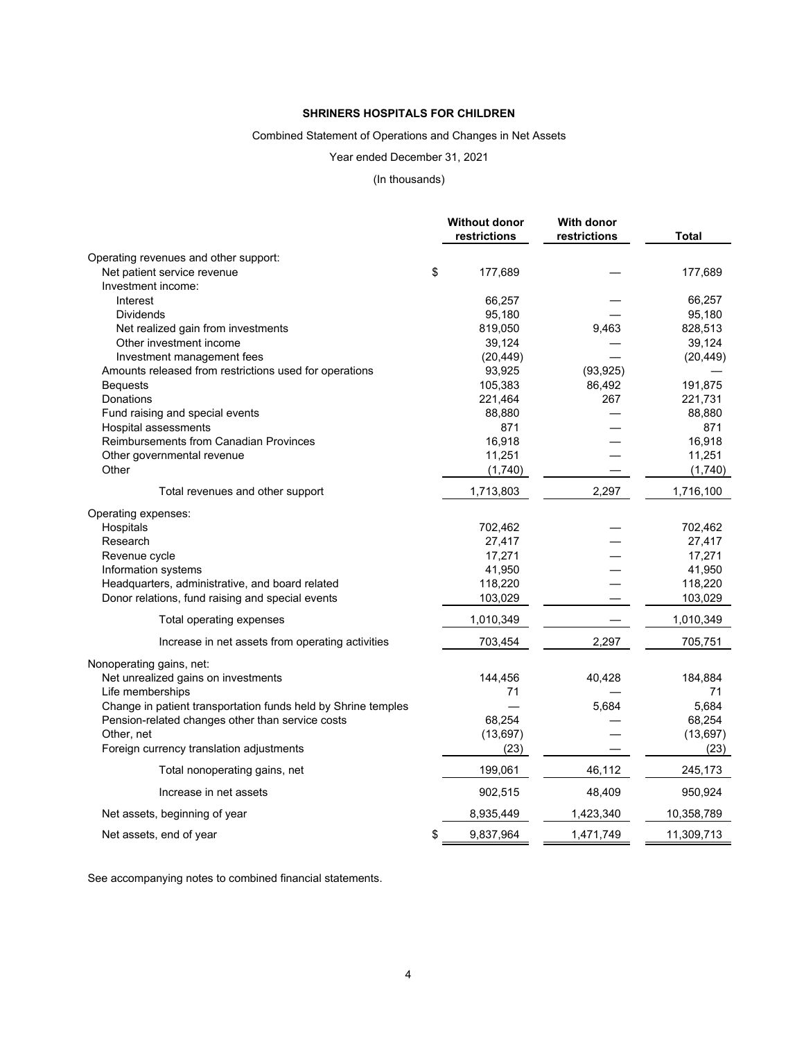**SHRINERS HOSPITALS FOR CHILDREN**

Combined Statement of Operations and Changes in Net Assets

Year ended December 31, 2021

(In thousands)

| | Without donor restrictions | With donor restrictions | Total |
|---|---|---|---|
| Operating revenues and other support: | | | |
| Net patient service revenue | $ 177,689 | — | 177,689 |
| Investment income: | | | |
| Interest | 66,257 | — | 66,257 |
| Dividends | 95,180 | — | 95,180 |
| Net realized gain from investments | 819,050 | 9,463 | 828,513 |
| Other investment income | 39,124 | — | 39,124 |
| Investment management fees | (20,449) | — | (20,449) |
| Amounts released from restrictions used for operations | 93,925 | (93,925) | — |
| Bequests | 105,383 | 86,492 | 191,875 |
| Donations | 221,464 | 267 | 221,731 |
| Fund raising and special events | 88,880 | — | 88,880 |
| Hospital assessments | 871 | — | 871 |
| Reimbursements from Canadian Provinces | 16,918 | — | 16,918 |
| Other governmental revenue | 11,251 | — | 11,251 |
| Other | (1,740) | — | (1,740) |
| Total revenues and other support | 1,713,803 | 2,297 | 1,716,100 |
| Operating expenses: | | | |
| Hospitals | 702,462 | — | 702,462 |
| Research | 27,417 | — | 27,417 |
| Revenue cycle | 17,271 | — | 17,271 |
| Information systems | 41,950 | — | 41,950 |
| Headquarters, administrative, and board related | 118,220 | — | 118,220 |
| Donor relations, fund raising and special events | 103,029 | — | 103,029 |
| Total operating expenses | 1,010,349 | — | 1,010,349 |
| Increase in net assets from operating activities | 703,454 | 2,297 | 705,751 |
| Nonoperating gains, net: | | | |
| Net unrealized gains on investments | 144,456 | 40,428 | 184,884 |
| Life memberships | 71 | — | 71 |
| Change in patient transportation funds held by Shrine temples | — | 5,684 | 5,684 |
| Pension-related changes other than service costs | 68,254 | — | 68,254 |
| Other, net | (13,697) | — | (13,697) |
| Foreign currency translation adjustments | (23) | — | (23) |
| Total nonoperating gains, net | 199,061 | 46,112 | 245,173 |
| Increase in net assets | 902,515 | 48,409 | 950,924 |
| Net assets, beginning of year | 8,935,449 | 1,423,340 | 10,358,789 |
| Net assets, end of year | $ 9,837,964 | 1,471,749 | 11,309,713 |

See accompanying notes to combined financial statements.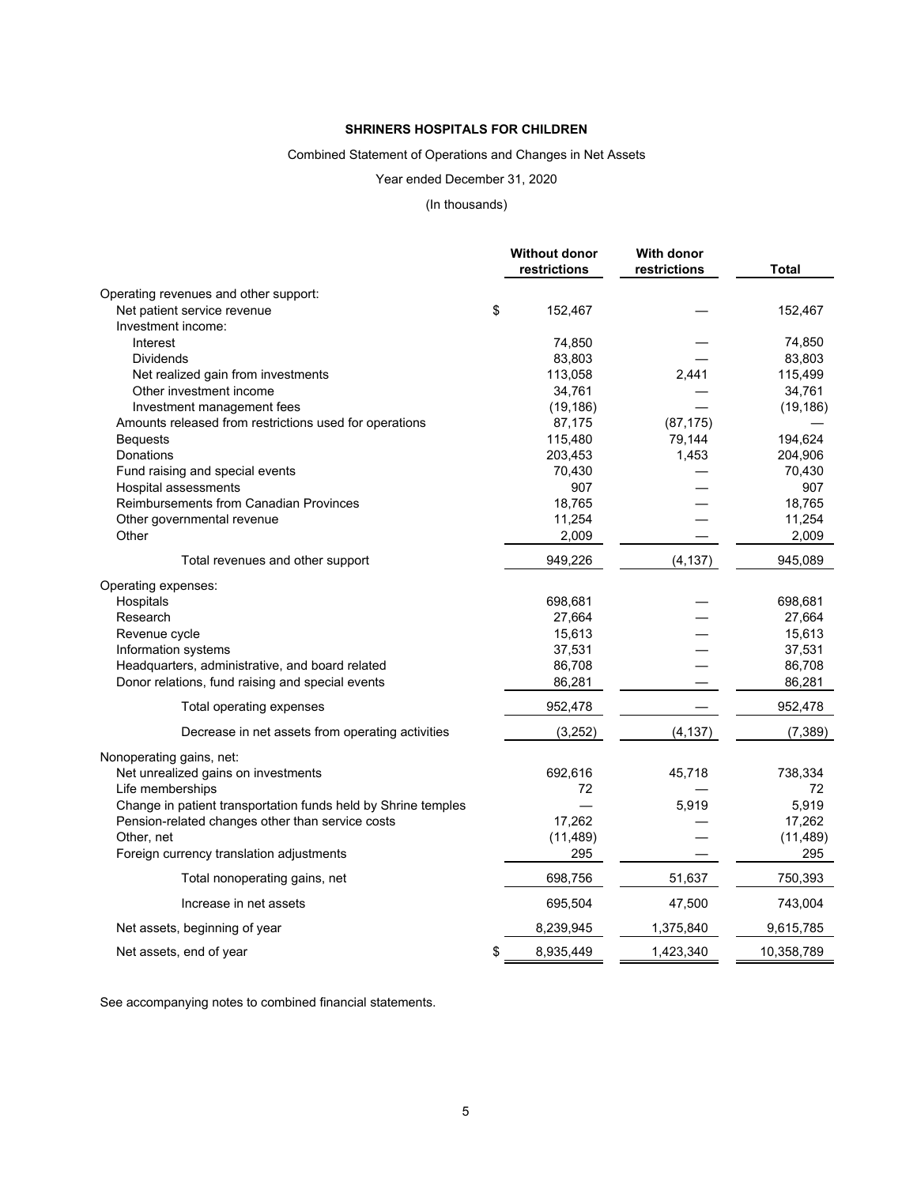**SHRINERS HOSPITALS FOR CHILDREN**

Combined Statement of Operations and Changes in Net Assets

Year ended December 31, 2020

(In thousands)

| | Without donor restrictions | With donor restrictions | Total |
|---|---|---|---|
| Operating revenues and other support: | | | |
| Net patient service revenue | $ 152,467 | — | 152,467 |
| Investment income: | | | |
| Interest | 74,850 | — | 74,850 |
| Dividends | 83,803 | — | 83,803 |
| Net realized gain from investments | 113,058 | 2,441 | 115,499 |
| Other investment income | 34,761 | — | 34,761 |
| Investment management fees | (19,186) | — | (19,186) |
| Amounts released from restrictions used for operations | 87,175 | (87,175) | — |
| Bequests | 115,480 | 79,144 | 194,624 |
| Donations | 203,453 | 1,453 | 204,906 |
| Fund raising and special events | 70,430 | — | 70,430 |
| Hospital assessments | 907 | — | 907 |
| Reimbursements from Canadian Provinces | 18,765 | — | 18,765 |
| Other governmental revenue | 11,254 | — | 11,254 |
| Other | 2,009 | — | 2,009 |
| Total revenues and other support | 949,226 | (4,137) | 945,089 |
| Operating expenses: | | | |
| Hospitals | 698,681 | — | 698,681 |
| Research | 27,664 | — | 27,664 |
| Revenue cycle | 15,613 | — | 15,613 |
| Information systems | 37,531 | — | 37,531 |
| Headquarters, administrative, and board related | 86,708 | — | 86,708 |
| Donor relations, fund raising and special events | 86,281 | — | 86,281 |
| Total operating expenses | 952,478 | — | 952,478 |
| Decrease in net assets from operating activities | (3,252) | (4,137) | (7,389) |
| Nonoperating gains, net: | | | |
| Net unrealized gains on investments | 692,616 | 45,718 | 738,334 |
| Life memberships | 72 | — | 72 |
| Change in patient transportation funds held by Shrine temples | — | 5,919 | 5,919 |
| Pension-related changes other than service costs | 17,262 | — | 17,262 |
| Other, net | (11,489) | — | (11,489) |
| Foreign currency translation adjustments | 295 | — | 295 |
| Total nonoperating gains, net | 698,756 | 51,637 | 750,393 |
| Increase in net assets | 695,504 | 47,500 | 743,004 |
| Net assets, beginning of year | 8,239,945 | 1,375,840 | 9,615,785 |
| Net assets, end of year | $ 8,935,449 | 1,423,340 | 10,358,789 |

See accompanying notes to combined financial statements.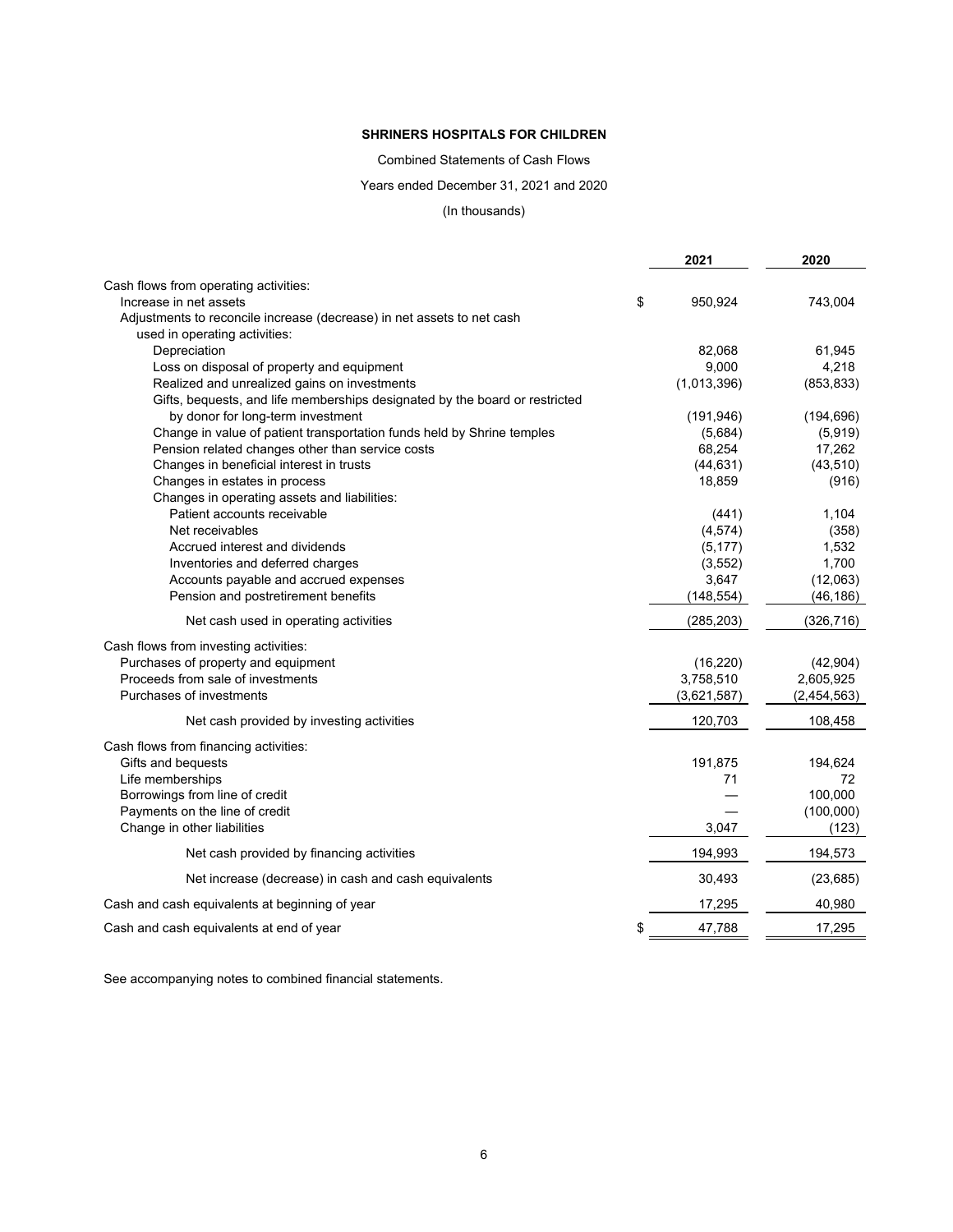**SHRINERS HOSPITALS FOR CHILDREN**

Combined Statements of Cash Flows

Years ended December 31, 2021 and 2020

(In thousands)

| | 2021 | 2020 |
|---|---|---|
| Cash flows from operating activities: | | |
| Increase in net assets | $ 950,924 | 743,004 |
| Adjustments to reconcile increase (decrease) in net assets to net cash used in operating activities: | | |
| Depreciation | 82,068 | 61,945 |
| Loss on disposal of property and equipment | 9,000 | 4,218 |
| Realized and unrealized gains on investments | (1,013,396) | (853,833) |
| Gifts, bequests, and life memberships designated by the board or restricted by donor for long-term investment | (191,946) | (194,696) |
| Change in value of patient transportation funds held by Shrine temples | (5,684) | (5,919) |
| Pension related changes other than service costs | 68,254 | 17,262 |
| Changes in beneficial interest in trusts | (44,631) | (43,510) |
| Changes in estates in process | 18,859 | (916) |
| Changes in operating assets and liabilities: | | |
| Patient accounts receivable | (441) | 1,104 |
| Net receivables | (4,574) | (358) |
| Accrued interest and dividends | (5,177) | 1,532 |
| Inventories and deferred charges | (3,552) | 1,700 |
| Accounts payable and accrued expenses | 3,647 | (12,063) |
| Pension and postretirement benefits | (148,554) | (46,186) |
| Net cash used in operating activities | (285,203) | (326,716) |
| Cash flows from investing activities: | | |
| Purchases of property and equipment | (16,220) | (42,904) |
| Proceeds from sale of investments | 3,758,510 | 2,605,925 |
| Purchases of investments | (3,621,587) | (2,454,563) |
| Net cash provided by investing activities | 120,703 | 108,458 |
| Cash flows from financing activities: | | |
| Gifts and bequests | 191,875 | 194,624 |
| Life memberships | 71 | 72 |
| Borrowings from line of credit | — | 100,000 |
| Payments on the line of credit | — | (100,000) |
| Change in other liabilities | 3,047 | (123) |
| Net cash provided by financing activities | 194,993 | 194,573 |
| Net increase (decrease) in cash and cash equivalents | 30,493 | (23,685) |
| Cash and cash equivalents at beginning of year | 17,295 | 40,980 |
| Cash and cash equivalents at end of year | $ 47,788 | 17,295 |

See accompanying notes to combined financial statements.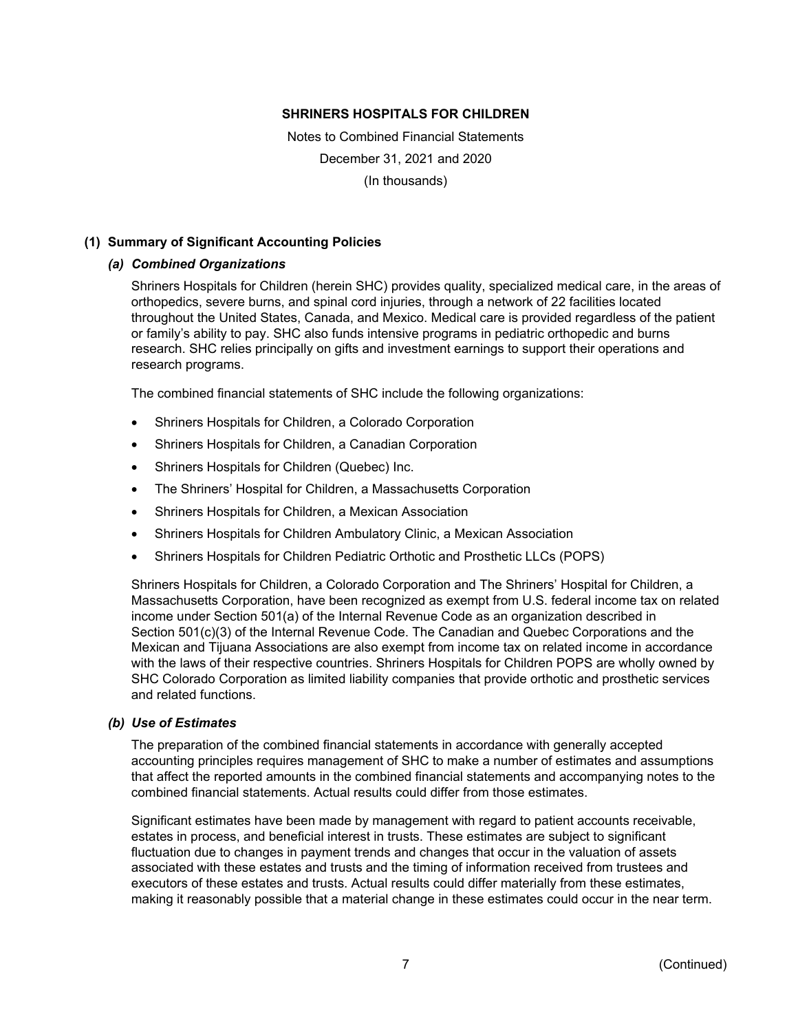**SHRINERS HOSPITALS FOR CHILDREN**

Notes to Combined Financial Statements

December 31, 2021 and 2020

(In thousands)

## (1) Summary of Significant Accounting Policies

### *(a) Combined Organizations*

Shriners Hospitals for Children (herein SHC) provides quality, specialized medical care, in the areas of orthopedics, severe burns, and spinal cord injuries, through a network of 22 facilities located throughout the United States, Canada, and Mexico. Medical care is provided regardless of the patient or family's ability to pay. SHC also funds intensive programs in pediatric orthopedic and burns research. SHC relies principally on gifts and investment earnings to support their operations and research programs.

The combined financial statements of SHC include the following organizations:

- Shriners Hospitals for Children, a Colorado Corporation
- Shriners Hospitals for Children, a Canadian Corporation
- Shriners Hospitals for Children (Quebec) Inc.
- The Shriners' Hospital for Children, a Massachusetts Corporation
- Shriners Hospitals for Children, a Mexican Association
- Shriners Hospitals for Children Ambulatory Clinic, a Mexican Association
- Shriners Hospitals for Children Pediatric Orthotic and Prosthetic LLCs (POPS)

Shriners Hospitals for Children, a Colorado Corporation and The Shriners' Hospital for Children, a Massachusetts Corporation, have been recognized as exempt from U.S. federal income tax on related income under Section 501(a) of the Internal Revenue Code as an organization described in Section 501(c)(3) of the Internal Revenue Code. The Canadian and Quebec Corporations and the Mexican and Tijuana Associations are also exempt from income tax on related income in accordance with the laws of their respective countries. Shriners Hospitals for Children POPS are wholly owned by SHC Colorado Corporation as limited liability companies that provide orthotic and prosthetic services and related functions.

### *(b) Use of Estimates*

The preparation of the combined financial statements in accordance with generally accepted accounting principles requires management of SHC to make a number of estimates and assumptions that affect the reported amounts in the combined financial statements and accompanying notes to the combined financial statements. Actual results could differ from those estimates.

Significant estimates have been made by management with regard to patient accounts receivable, estates in process, and beneficial interest in trusts. These estimates are subject to significant fluctuation due to changes in payment trends and changes that occur in the valuation of assets associated with these estates and trusts and the timing of information received from trustees and executors of these estates and trusts. Actual results could differ materially from these estimates, making it reasonably possible that a material change in these estimates could occur in the near term.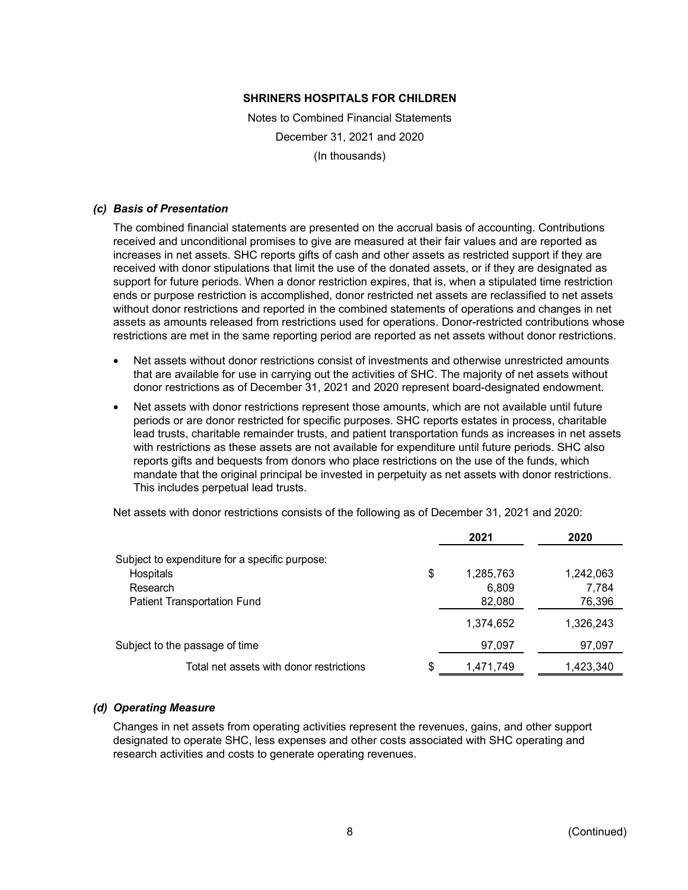**SHRINERS HOSPITALS FOR CHILDREN**

Notes to Combined Financial Statements

December 31, 2021 and 2020

(In thousands)

### *(c) Basis of Presentation*

The combined financial statements are presented on the accrual basis of accounting. Contributions received and unconditional promises to give are measured at their fair values and are reported as increases in net assets. SHC reports gifts of cash and other assets as restricted support if they are received with donor stipulations that limit the use of the donated assets, or if they are designated as support for future periods. When a donor restriction expires, that is, when a stipulated time restriction ends or purpose restriction is accomplished, donor restricted net assets are reclassified to net assets without donor restrictions and reported in the combined statements of operations and changes in net assets as amounts released from restrictions used for operations. Donor-restricted contributions whose restrictions are met in the same reporting period are reported as net assets without donor restrictions.

- Net assets without donor restrictions consist of investments and otherwise unrestricted amounts that are available for use in carrying out the activities of SHC. The majority of net assets without donor restrictions as of December 31, 2021 and 2020 represent board-designated endowment.
- Net assets with donor restrictions represent those amounts, which are not available until future periods or are donor restricted for specific purposes. SHC reports estates in process, charitable lead trusts, charitable remainder trusts, and patient transportation funds as increases in net assets with restrictions as these assets are not available for expenditure until future periods. SHC also reports gifts and bequests from donors who place restrictions on the use of the funds, which mandate that the original principal be invested in perpetuity as net assets with donor restrictions. This includes perpetual lead trusts.

Net assets with donor restrictions consists of the following as of December 31, 2021 and 2020:

| | 2021 | 2020 |
|---|---|---|
| Subject to expenditure for a specific purpose: | | |
| Hospitals | $ 1,285,763 | 1,242,063 |
| Research | 6,809 | 7,784 |
| Patient Transportation Fund | 82,080 | 76,396 |
| | 1,374,652 | 1,326,243 |
| Subject to the passage of time | 97,097 | 97,097 |
| Total net assets with donor restrictions | $ 1,471,749 | 1,423,340 |

### *(d) Operating Measure*

Changes in net assets from operating activities represent the revenues, gains, and other support designated to operate SHC, less expenses and other costs associated with SHC operating and research activities and costs to generate operating revenues.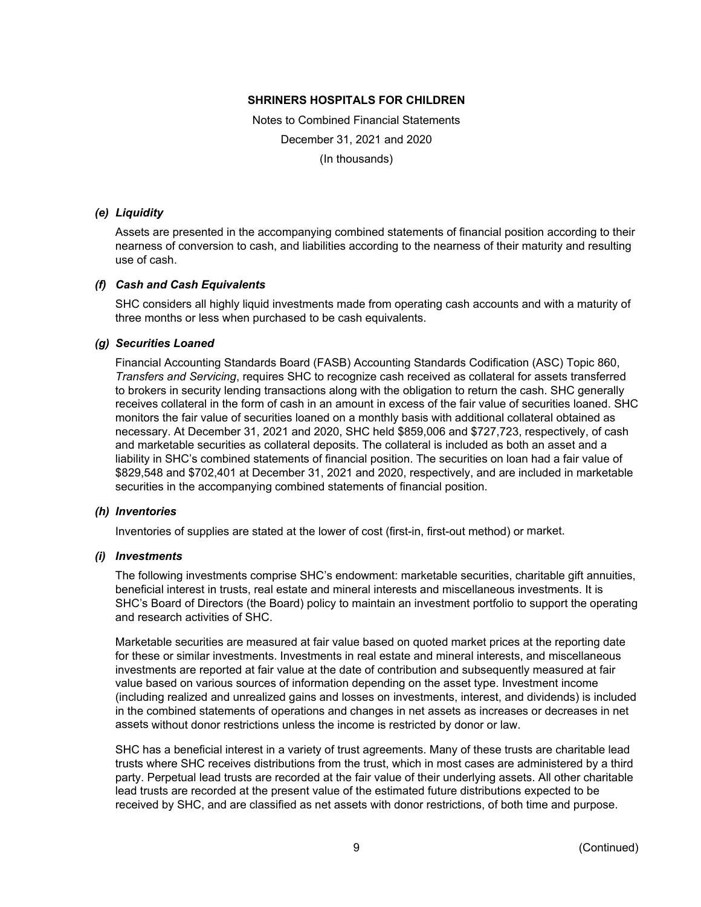# SHRINERS HOSPITALS FOR CHILDREN

Notes to Combined Financial Statements

December 31, 2021 and 2020

(In thousands)

### *(e) Liquidity*

Assets are presented in the accompanying combined statements of financial position according to their nearness of conversion to cash, and liabilities according to the nearness of their maturity and resulting use of cash.

### *(f) Cash and Cash Equivalents*

SHC considers all highly liquid investments made from operating cash accounts and with a maturity of three months or less when purchased to be cash equivalents.

### *(g) Securities Loaned*

Financial Accounting Standards Board (FASB) Accounting Standards Codification (ASC) Topic 860, *Transfers and Servicing*, requires SHC to recognize cash received as collateral for assets transferred to brokers in security lending transactions along with the obligation to return the cash. SHC generally receives collateral in the form of cash in an amount in excess of the fair value of securities loaned. SHC monitors the fair value of securities loaned on a monthly basis with additional collateral obtained as necessary. At December 31, 2021 and 2020, SHC held $859,006 and $727,723, respectively, of cash and marketable securities as collateral deposits. The collateral is included as both an asset and a liability in SHC's combined statements of financial position. The securities on loan had a fair value of $829,548 and $702,401 at December 31, 2021 and 2020, respectively, and are included in marketable securities in the accompanying combined statements of financial position.

### *(h) Inventories*

Inventories of supplies are stated at the lower of cost (first-in, first-out method) or market.

### *(i) Investments*

The following investments comprise SHC's endowment: marketable securities, charitable gift annuities, beneficial interest in trusts, real estate and mineral interests and miscellaneous investments. It is SHC's Board of Directors (the Board) policy to maintain an investment portfolio to support the operating and research activities of SHC.

Marketable securities are measured at fair value based on quoted market prices at the reporting date for these or similar investments. Investments in real estate and mineral interests, and miscellaneous investments are reported at fair value at the date of contribution and subsequently measured at fair value based on various sources of information depending on the asset type. Investment income (including realized and unrealized gains and losses on investments, interest, and dividends) is included in the combined statements of operations and changes in net assets as increases or decreases in net assets without donor restrictions unless the income is restricted by donor or law.

SHC has a beneficial interest in a variety of trust agreements. Many of these trusts are charitable lead trusts where SHC receives distributions from the trust, which in most cases are administered by a third party. Perpetual lead trusts are recorded at the fair value of their underlying assets. All other charitable lead trusts are recorded at the present value of the estimated future distributions expected to be received by SHC, and are classified as net assets with donor restrictions, of both time and purpose.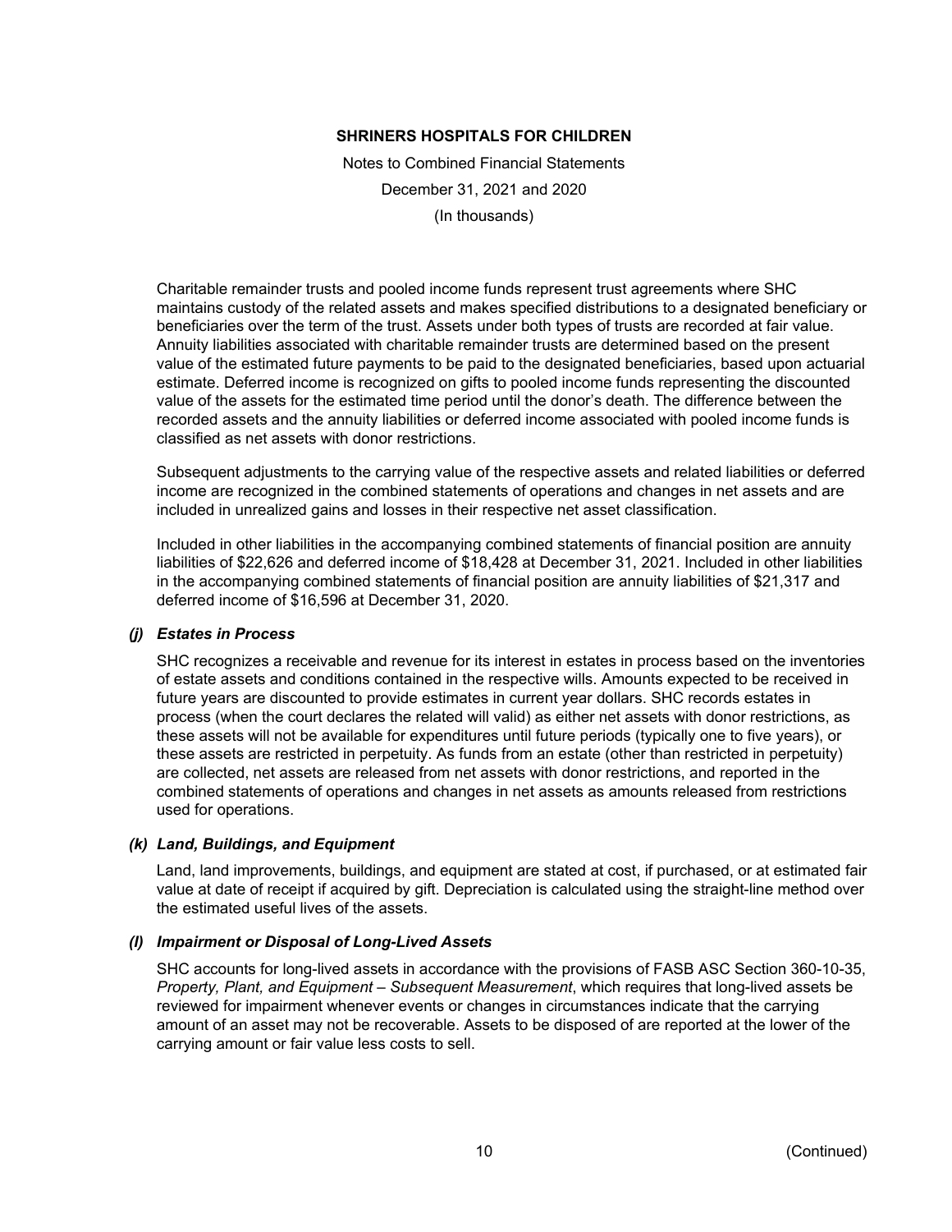Charitable remainder trusts and pooled income funds represent trust agreements where SHC maintains custody of the related assets and makes specified distributions to a designated beneficiary or beneficiaries over the term of the trust. Assets under both types of trusts are recorded at fair value. Annuity liabilities associated with charitable remainder trusts are determined based on the present value of the estimated future payments to be paid to the designated beneficiaries, based upon actuarial estimate. Deferred income is recognized on gifts to pooled income funds representing the discounted value of the assets for the estimated time period until the donor's death. The difference between the recorded assets and the annuity liabilities or deferred income associated with pooled income funds is classified as net assets with donor restrictions.

Subsequent adjustments to the carrying value of the respective assets and related liabilities or deferred income are recognized in the combined statements of operations and changes in net assets and are included in unrealized gains and losses in their respective net asset classification.

Included in other liabilities in the accompanying combined statements of financial position are annuity liabilities of $22,626 and deferred income of $18,428 at December 31, 2021. Included in other liabilities in the accompanying combined statements of financial position are annuity liabilities of $21,317 and deferred income of $16,596 at December 31, 2020.

### *(j) Estates in Process*

SHC recognizes a receivable and revenue for its interest in estates in process based on the inventories of estate assets and conditions contained in the respective wills. Amounts expected to be received in future years are discounted to provide estimates in current year dollars. SHC records estates in process (when the court declares the related will valid) as either net assets with donor restrictions, as these assets will not be available for expenditures until future periods (typically one to five years), or these assets are restricted in perpetuity. As funds from an estate (other than restricted in perpetuity) are collected, net assets are released from net assets with donor restrictions, and reported in the combined statements of operations and changes in net assets as amounts released from restrictions used for operations.

### *(k) Land, Buildings, and Equipment*

Land, land improvements, buildings, and equipment are stated at cost, if purchased, or at estimated fair value at date of receipt if acquired by gift. Depreciation is calculated using the straight-line method over the estimated useful lives of the assets.

### *(l) Impairment or Disposal of Long-Lived Assets*

SHC accounts for long-lived assets in accordance with the provisions of FASB ASC Section 360-10-35, *Property, Plant, and Equipment – Subsequent Measurement*, which requires that long-lived assets be reviewed for impairment whenever events or changes in circumstances indicate that the carrying amount of an asset may not be recoverable. Assets to be disposed of are reported at the lower of the carrying amount or fair value less costs to sell.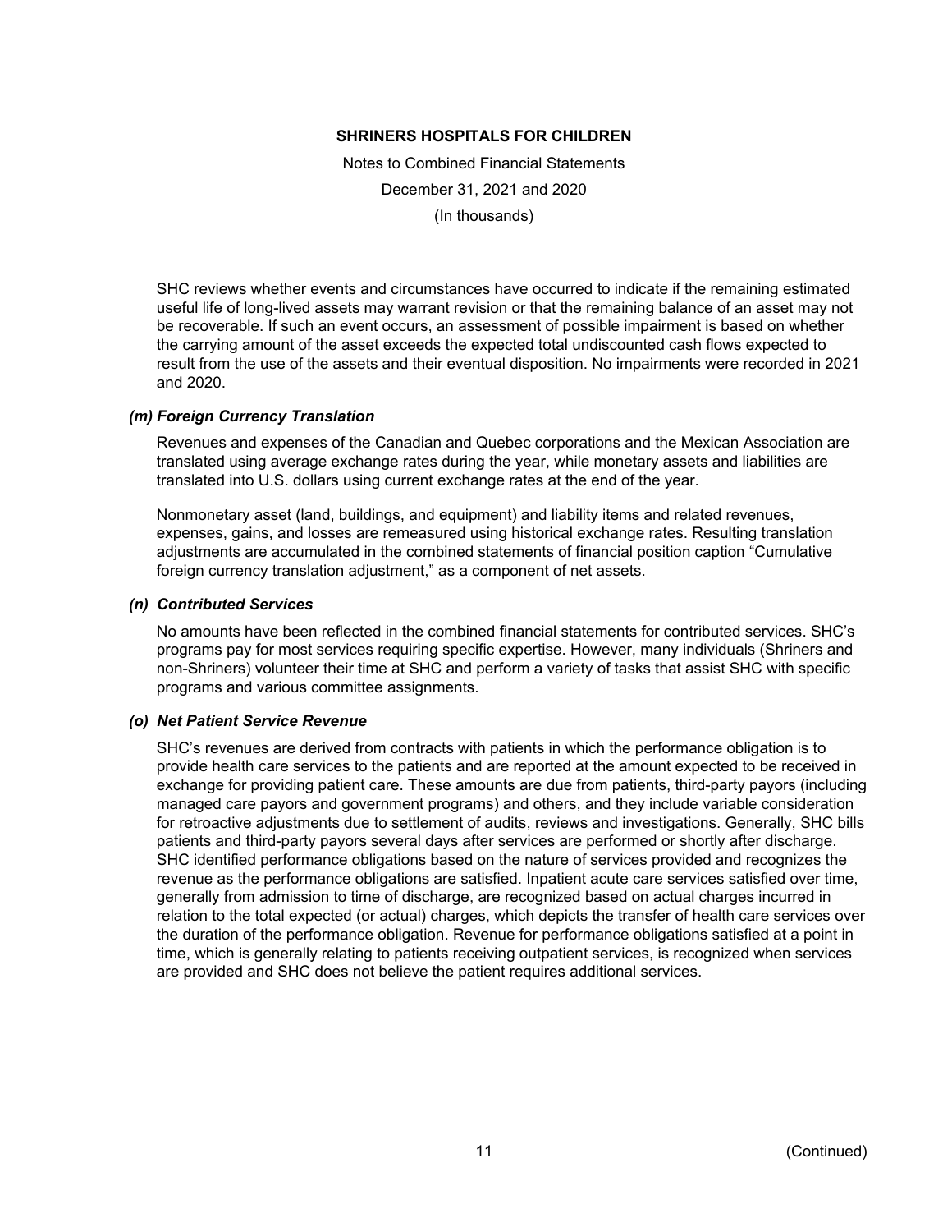SHC reviews whether events and circumstances have occurred to indicate if the remaining estimated useful life of long-lived assets may warrant revision or that the remaining balance of an asset may not be recoverable. If such an event occurs, an assessment of possible impairment is based on whether the carrying amount of the asset exceeds the expected total undiscounted cash flows expected to result from the use of the assets and their eventual disposition. No impairments were recorded in 2021 and 2020.

### *(m) Foreign Currency Translation*

Revenues and expenses of the Canadian and Quebec corporations and the Mexican Association are translated using average exchange rates during the year, while monetary assets and liabilities are translated into U.S. dollars using current exchange rates at the end of the year.

Nonmonetary asset (land, buildings, and equipment) and liability items and related revenues, expenses, gains, and losses are remeasured using historical exchange rates. Resulting translation adjustments are accumulated in the combined statements of financial position caption "Cumulative foreign currency translation adjustment," as a component of net assets.

### *(n) Contributed Services*

No amounts have been reflected in the combined financial statements for contributed services. SHC's programs pay for most services requiring specific expertise. However, many individuals (Shriners and non-Shriners) volunteer their time at SHC and perform a variety of tasks that assist SHC with specific programs and various committee assignments.

### *(o) Net Patient Service Revenue*

SHC's revenues are derived from contracts with patients in which the performance obligation is to provide health care services to the patients and are reported at the amount expected to be received in exchange for providing patient care. These amounts are due from patients, third-party payors (including managed care payors and government programs) and others, and they include variable consideration for retroactive adjustments due to settlement of audits, reviews and investigations. Generally, SHC bills patients and third-party payors several days after services are performed or shortly after discharge. SHC identified performance obligations based on the nature of services provided and recognizes the revenue as the performance obligations are satisfied. Inpatient acute care services satisfied over time, generally from admission to time of discharge, are recognized based on actual charges incurred in relation to the total expected (or actual) charges, which depicts the transfer of health care services over the duration of the performance obligation. Revenue for performance obligations satisfied at a point in time, which is generally relating to patients receiving outpatient services, is recognized when services are provided and SHC does not believe the patient requires additional services.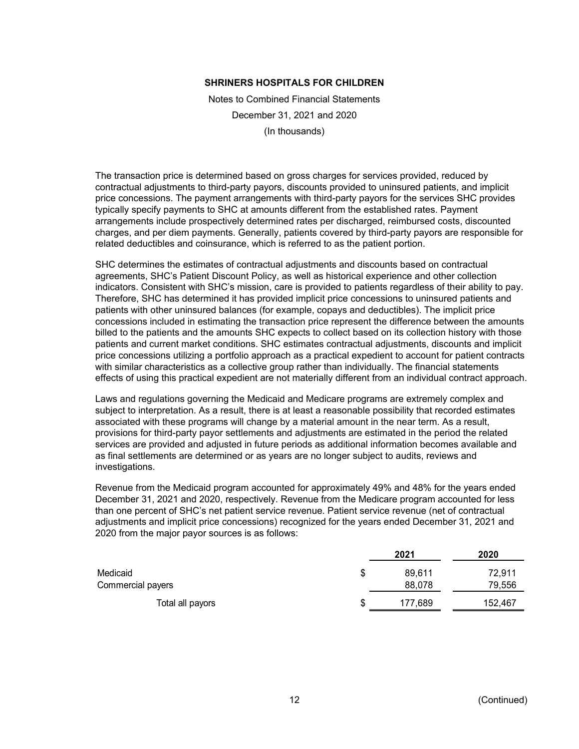The transaction price is determined based on gross charges for services provided, reduced by contractual adjustments to third-party payors, discounts provided to uninsured patients, and implicit price concessions. The payment arrangements with third-party payors for the services SHC provides typically specify payments to SHC at amounts different from the established rates. Payment arrangements include prospectively determined rates per discharged, reimbursed costs, discounted charges, and per diem payments. Generally, patients covered by third-party payors are responsible for related deductibles and coinsurance, which is referred to as the patient portion.

SHC determines the estimates of contractual adjustments and discounts based on contractual agreements, SHC's Patient Discount Policy, as well as historical experience and other collection indicators. Consistent with SHC's mission, care is provided to patients regardless of their ability to pay. Therefore, SHC has determined it has provided implicit price concessions to uninsured patients and patients with other uninsured balances (for example, copays and deductibles). The implicit price concessions included in estimating the transaction price represent the difference between the amounts billed to the patients and the amounts SHC expects to collect based on its collection history with those patients and current market conditions. SHC estimates contractual adjustments, discounts and implicit price concessions utilizing a portfolio approach as a practical expedient to account for patient contracts with similar characteristics as a collective group rather than individually. The financial statements effects of using this practical expedient are not materially different from an individual contract approach.

Laws and regulations governing the Medicaid and Medicare programs are extremely complex and subject to interpretation. As a result, there is at least a reasonable possibility that recorded estimates associated with these programs will change by a material amount in the near term. As a result, provisions for third-party payor settlements and adjustments are estimated in the period the related services are provided and adjusted in future periods as additional information becomes available and as final settlements are determined or as years are no longer subject to audits, reviews and investigations.

Revenue from the Medicaid program accounted for approximately 49% and 48% for the years ended December 31, 2021 and 2020, respectively. Revenue from the Medicare program accounted for less than one percent of SHC's net patient service revenue. Patient service revenue (net of contractual adjustments and implicit price concessions) recognized for the years ended December 31, 2021 and 2020 from the major payor sources is as follows:

| | 2021 | 2020 |
|---|---|---|
| Medicaid | $ 89,611 | 72,911 |
| Commercial payers | 88,078 | 79,556 |
| Total all payors | $ 177,689 | 152,467 |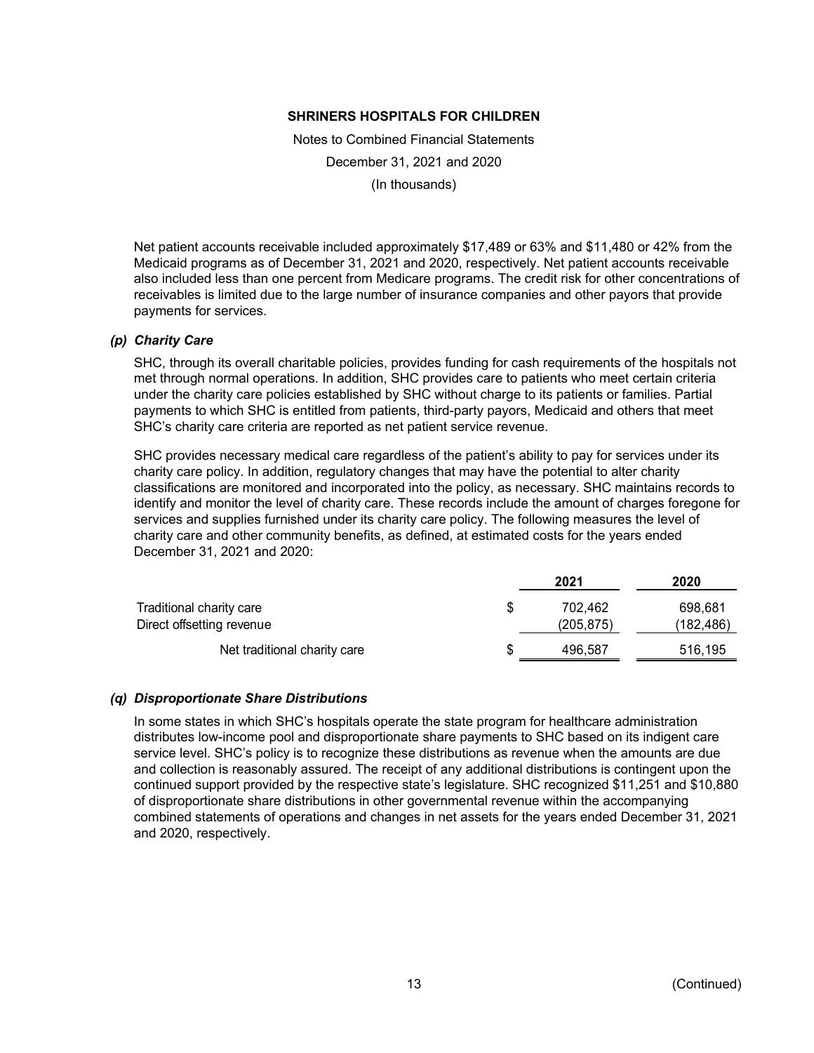Net patient accounts receivable included approximately $17,489 or 63% and $11,480 or 42% from the Medicaid programs as of December 31, 2021 and 2020, respectively. Net patient accounts receivable also included less than one percent from Medicare programs. The credit risk for other concentrations of receivables is limited due to the large number of insurance companies and other payors that provide payments for services.

### *(p) Charity Care*

SHC, through its overall charitable policies, provides funding for cash requirements of the hospitals not met through normal operations. In addition, SHC provides care to patients who meet certain criteria under the charity care policies established by SHC without charge to its patients or families. Partial payments to which SHC is entitled from patients, third-party payors, Medicaid and others that meet SHC's charity care criteria are reported as net patient service revenue.

SHC provides necessary medical care regardless of the patient's ability to pay for services under its charity care policy. In addition, regulatory changes that may have the potential to alter charity classifications are monitored and incorporated into the policy, as necessary. SHC maintains records to identify and monitor the level of charity care. These records include the amount of charges foregone for services and supplies furnished under its charity care policy. The following measures the level of charity care and other community benefits, as defined, at estimated costs for the years ended December 31, 2021 and 2020:

| | 2021 | 2020 |
|---|---|---|
| Traditional charity care | $ 702,462 | 698,681 |
| Direct offsetting revenue | (205,875) | (182,486) |
| Net traditional charity care | $ 496,587 | 516,195 |

### *(q) Disproportionate Share Distributions*

In some states in which SHC's hospitals operate the state program for healthcare administration distributes low-income pool and disproportionate share payments to SHC based on its indigent care service level. SHC's policy is to recognize these distributions as revenue when the amounts are due and collection is reasonably assured. The receipt of any additional distributions is contingent upon the continued support provided by the respective state's legislature. SHC recognized $11,251 and $10,880 of disproportionate share distributions in other governmental revenue within the accompanying combined statements of operations and changes in net assets for the years ended December 31, 2021 and 2020, respectively.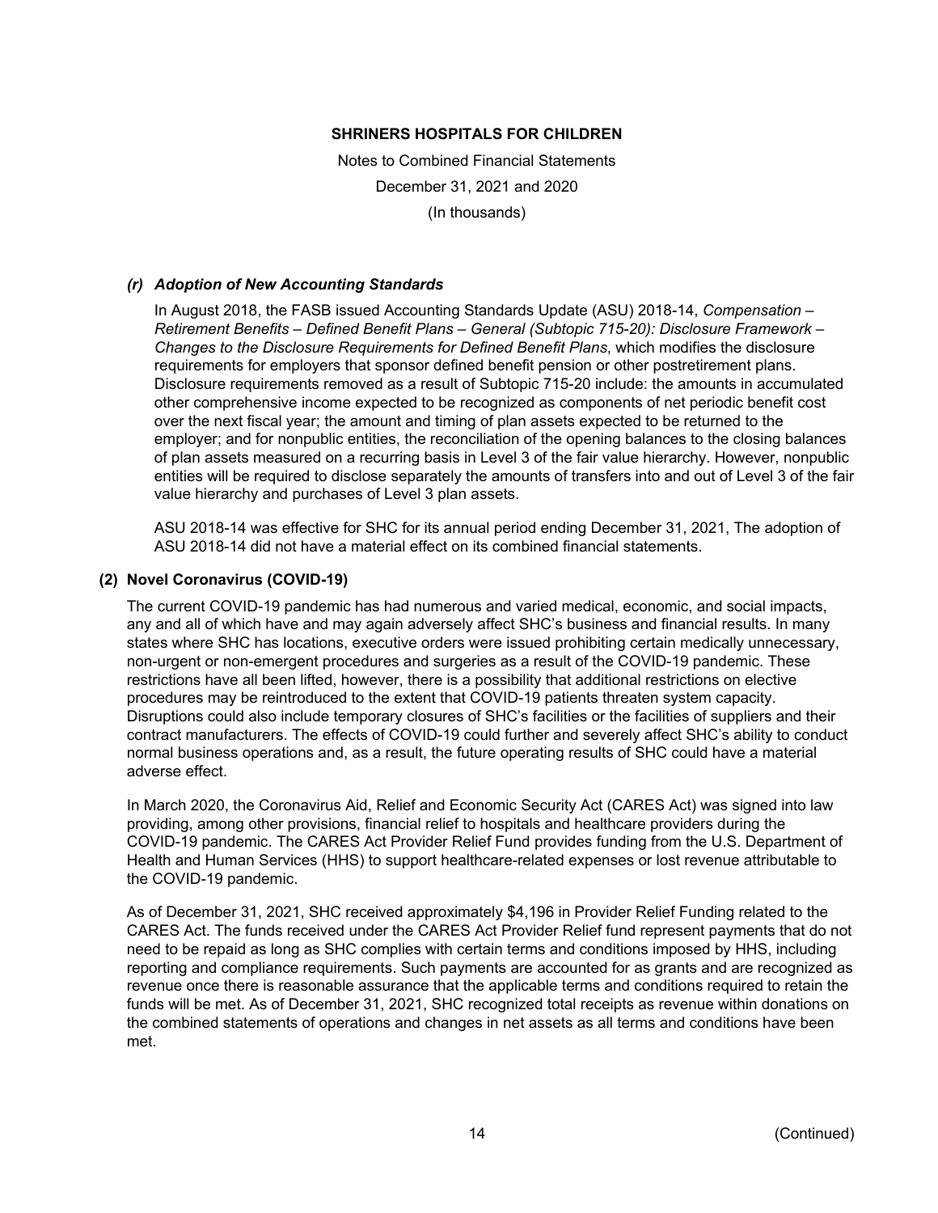### (r) *Adoption of New Accounting Standards*

In August 2018, the FASB issued Accounting Standards Update (ASU) 2018-14, *Compensation – Retirement Benefits – Defined Benefit Plans – General (Subtopic 715-20): Disclosure Framework – Changes to the Disclosure Requirements for Defined Benefit Plans*, which modifies the disclosure requirements for employers that sponsor defined benefit pension or other postretirement plans. Disclosure requirements removed as a result of Subtopic 715-20 include: the amounts in accumulated other comprehensive income expected to be recognized as components of net periodic benefit cost over the next fiscal year; the amount and timing of plan assets expected to be returned to the employer; and for nonpublic entities, the reconciliation of the opening balances to the closing balances of plan assets measured on a recurring basis in Level 3 of the fair value hierarchy. However, nonpublic entities will be required to disclose separately the amounts of transfers into and out of Level 3 of the fair value hierarchy and purchases of Level 3 plan assets.

ASU 2018-14 was effective for SHC for its annual period ending December 31, 2021, The adoption of ASU 2018-14 did not have a material effect on its combined financial statements.

## (2) Novel Coronavirus (COVID-19)

The current COVID-19 pandemic has had numerous and varied medical, economic, and social impacts, any and all of which have and may again adversely affect SHC's business and financial results. In many states where SHC has locations, executive orders were issued prohibiting certain medically unnecessary, non-urgent or non-emergent procedures and surgeries as a result of the COVID-19 pandemic. These restrictions have all been lifted, however, there is a possibility that additional restrictions on elective procedures may be reintroduced to the extent that COVID-19 patients threaten system capacity. Disruptions could also include temporary closures of SHC's facilities or the facilities of suppliers and their contract manufacturers. The effects of COVID-19 could further and severely affect SHC's ability to conduct normal business operations and, as a result, the future operating results of SHC could have a material adverse effect.

In March 2020, the Coronavirus Aid, Relief and Economic Security Act (CARES Act) was signed into law providing, among other provisions, financial relief to hospitals and healthcare providers during the COVID-19 pandemic. The CARES Act Provider Relief Fund provides funding from the U.S. Department of Health and Human Services (HHS) to support healthcare-related expenses or lost revenue attributable to the COVID-19 pandemic.

As of December 31, 2021, SHC received approximately $4,196 in Provider Relief Funding related to the CARES Act. The funds received under the CARES Act Provider Relief fund represent payments that do not need to be repaid as long as SHC complies with certain terms and conditions imposed by HHS, including reporting and compliance requirements. Such payments are accounted for as grants and are recognized as revenue once there is reasonable assurance that the applicable terms and conditions required to retain the funds will be met. As of December 31, 2021, SHC recognized total receipts as revenue within donations on the combined statements of operations and changes in net assets as all terms and conditions have been met.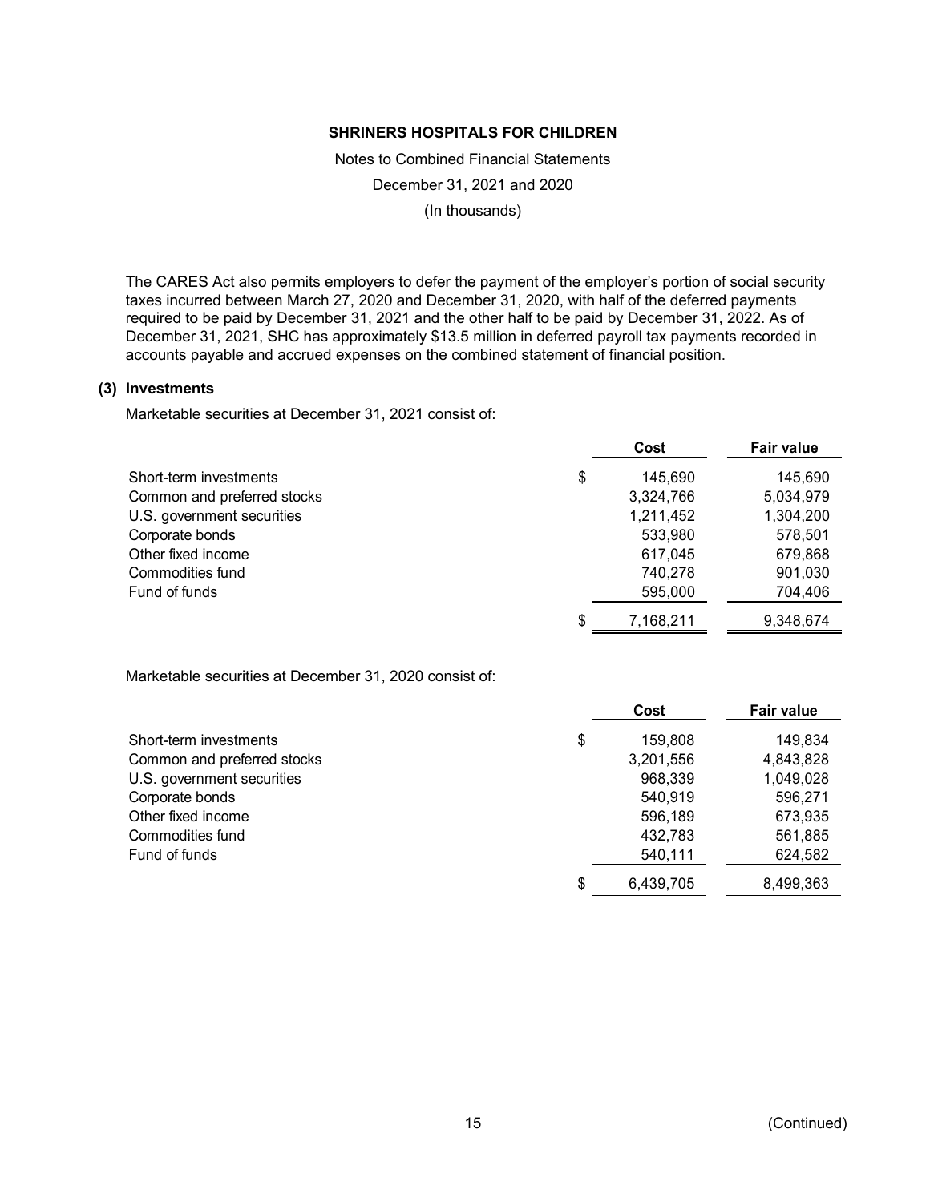The CARES Act also permits employers to defer the payment of the employer's portion of social security taxes incurred between March 27, 2020 and December 31, 2020, with half of the deferred payments required to be paid by December 31, 2021 and the other half to be paid by December 31, 2022. As of December 31, 2021, SHC has approximately $13.5 million in deferred payroll tax payments recorded in accounts payable and accrued expenses on the combined statement of financial position.

## (3) Investments

Marketable securities at December 31, 2021 consist of:

| | Cost | Fair value |
|---|---|---|
| Short-term investments | $ 145,690 | 145,690 |
| Common and preferred stocks | 3,324,766 | 5,034,979 |
| U.S. government securities | 1,211,452 | 1,304,200 |
| Corporate bonds | 533,980 | 578,501 |
| Other fixed income | 617,045 | 679,868 |
| Commodities fund | 740,278 | 901,030 |
| Fund of funds | 595,000 | 704,406 |
| | $ 7,168,211 | 9,348,674 |

Marketable securities at December 31, 2020 consist of:

| | Cost | Fair value |
|---|---|---|
| Short-term investments | $ 159,808 | 149,834 |
| Common and preferred stocks | 3,201,556 | 4,843,828 |
| U.S. government securities | 968,339 | 1,049,028 |
| Corporate bonds | 540,919 | 596,271 |
| Other fixed income | 596,189 | 673,935 |
| Commodities fund | 432,783 | 561,885 |
| Fund of funds | 540,111 | 624,582 |
| | $ 6,439,705 | 8,499,363 |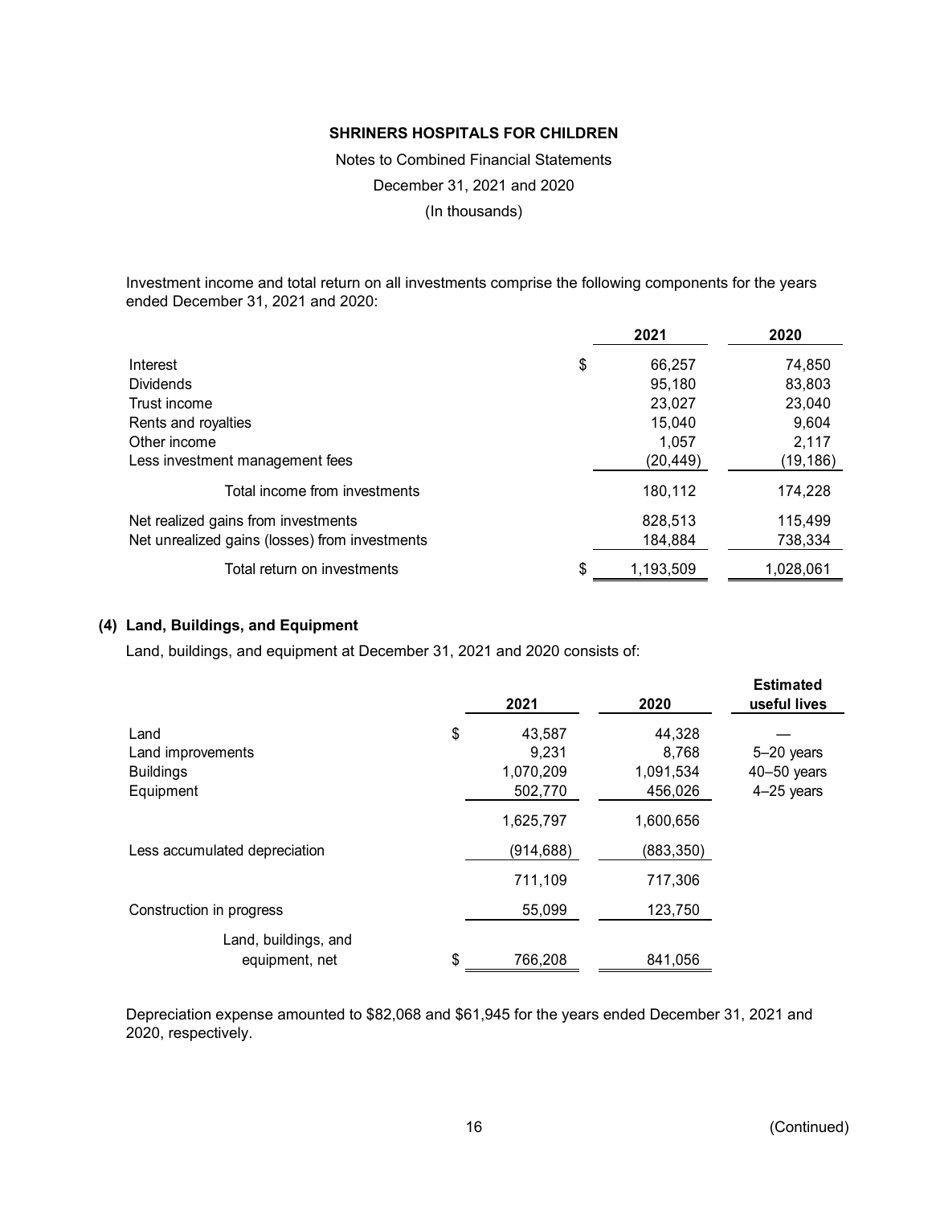Investment income and total return on all investments comprise the following components for the years ended December 31, 2021 and 2020:

| | 2021 | 2020 |
|---|---|---|
| Interest | $ 66,257 | 74,850 |
| Dividends | 95,180 | 83,803 |
| Trust income | 23,027 | 23,040 |
| Rents and royalties | 15,040 | 9,604 |
| Other income | 1,057 | 2,117 |
| Less investment management fees | (20,449) | (19,186) |
| Total income from investments | 180,112 | 174,228 |
| Net realized gains from investments | 828,513 | 115,499 |
| Net unrealized gains (losses) from investments | 184,884 | 738,334 |
| Total return on investments | $ 1,193,509 | 1,028,061 |

## (4) Land, Buildings, and Equipment

Land, buildings, and equipment at December 31, 2021 and 2020 consists of:

| | 2021 | 2020 | Estimated useful lives |
|---|---|---|---|
| Land | $ 43,587 | 44,328 | — |
| Land improvements | 9,231 | 8,768 | 5–20 years |
| Buildings | 1,070,209 | 1,091,534 | 40–50 years |
| Equipment | 502,770 | 456,026 | 4–25 years |
| | 1,625,797 | 1,600,656 | |
| Less accumulated depreciation | (914,688) | (883,350) | |
| | 711,109 | 717,306 | |
| Construction in progress | 55,099 | 123,750 | |
| Land, buildings, and equipment, net | $ 766,208 | 841,056 | |

Depreciation expense amounted to $82,068 and $61,945 for the years ended December 31, 2021 and 2020, respectively.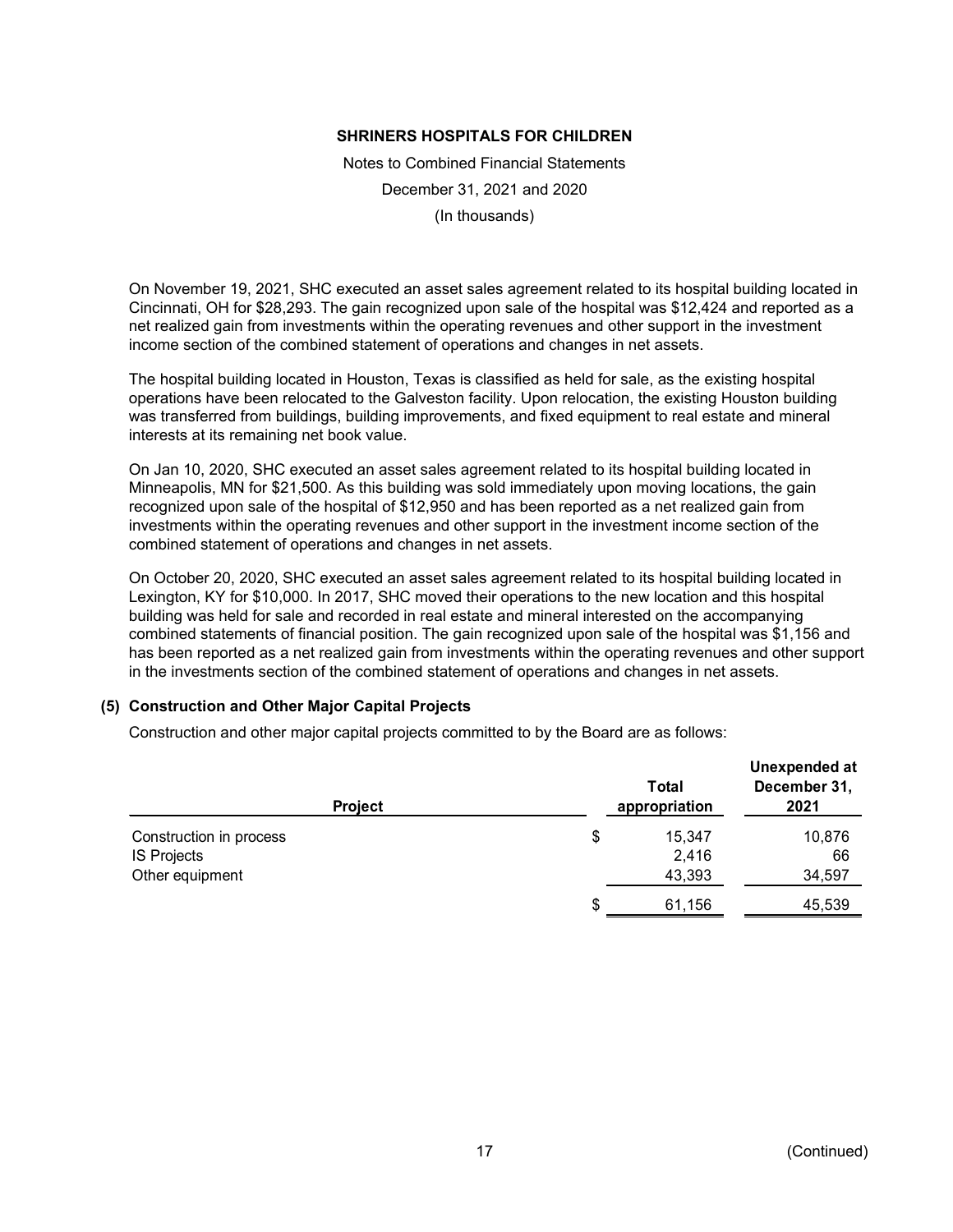On November 19, 2021, SHC executed an asset sales agreement related to its hospital building located in Cincinnati, OH for $28,293. The gain recognized upon sale of the hospital was $12,424 and reported as a net realized gain from investments within the operating revenues and other support in the investment income section of the combined statement of operations and changes in net assets.

The hospital building located in Houston, Texas is classified as held for sale, as the existing hospital operations have been relocated to the Galveston facility. Upon relocation, the existing Houston building was transferred from buildings, building improvements, and fixed equipment to real estate and mineral interests at its remaining net book value.

On Jan 10, 2020, SHC executed an asset sales agreement related to its hospital building located in Minneapolis, MN for $21,500. As this building was sold immediately upon moving locations, the gain recognized upon sale of the hospital of $12,950 and has been reported as a net realized gain from investments within the operating revenues and other support in the investment income section of the combined statement of operations and changes in net assets.

On October 20, 2020, SHC executed an asset sales agreement related to its hospital building located in Lexington, KY for $10,000. In 2017, SHC moved their operations to the new location and this hospital building was held for sale and recorded in real estate and mineral interested on the accompanying combined statements of financial position. The gain recognized upon sale of the hospital was $1,156 and has been reported as a net realized gain from investments within the operating revenues and other support in the investments section of the combined statement of operations and changes in net assets.

### (5) Construction and Other Major Capital Projects

Construction and other major capital projects committed to by the Board are as follows:

| Project | Total appropriation | Unexpended at December 31, 2021 |
|---|---|---|
| Construction in process | $ 15,347 | 10,876 |
| IS Projects | 2,416 | 66 |
| Other equipment | 43,393 | 34,597 |
| | $ 61,156 | 45,539 |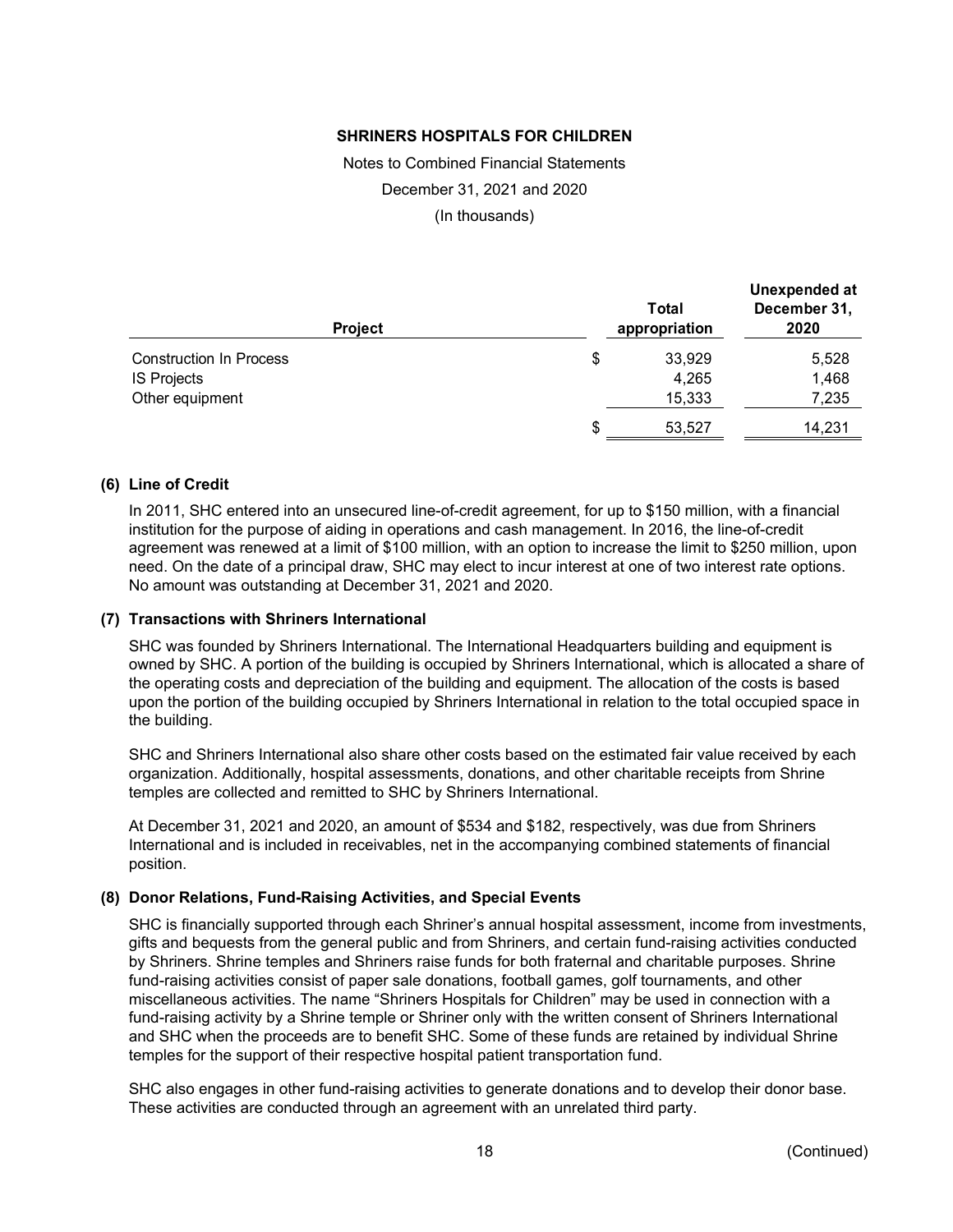| Project | Total appropriation | Unexpended at December 31, 2020 |
|---|---|---|
| Construction In Process | $ 33,929 | 5,528 |
| IS Projects | 4,265 | 1,468 |
| Other equipment | 15,333 | 7,235 |
| | $ 53,527 | 14,231 |

## (6) Line of Credit

In 2011, SHC entered into an unsecured line-of-credit agreement, for up to $150 million, with a financial institution for the purpose of aiding in operations and cash management. In 2016, the line-of-credit agreement was renewed at a limit of $100 million, with an option to increase the limit to $250 million, upon need. On the date of a principal draw, SHC may elect to incur interest at one of two interest rate options. No amount was outstanding at December 31, 2021 and 2020.

## (7) Transactions with Shriners International

SHC was founded by Shriners International. The International Headquarters building and equipment is owned by SHC. A portion of the building is occupied by Shriners International, which is allocated a share of the operating costs and depreciation of the building and equipment. The allocation of the costs is based upon the portion of the building occupied by Shriners International in relation to the total occupied space in the building.

SHC and Shriners International also share other costs based on the estimated fair value received by each organization. Additionally, hospital assessments, donations, and other charitable receipts from Shrine temples are collected and remitted to SHC by Shriners International.

At December 31, 2021 and 2020, an amount of $534 and $182, respectively, was due from Shriners International and is included in receivables, net in the accompanying combined statements of financial position.

## (8) Donor Relations, Fund-Raising Activities, and Special Events

SHC is financially supported through each Shriner's annual hospital assessment, income from investments, gifts and bequests from the general public and from Shriners, and certain fund-raising activities conducted by Shriners. Shrine temples and Shriners raise funds for both fraternal and charitable purposes. Shrine fund-raising activities consist of paper sale donations, football games, golf tournaments, and other miscellaneous activities. The name "Shriners Hospitals for Children" may be used in connection with a fund-raising activity by a Shrine temple or Shriner only with the written consent of Shriners International and SHC when the proceeds are to benefit SHC. Some of these funds are retained by individual Shrine temples for the support of their respective hospital patient transportation fund.

SHC also engages in other fund-raising activities to generate donations and to develop their donor base. These activities are conducted through an agreement with an unrelated third party.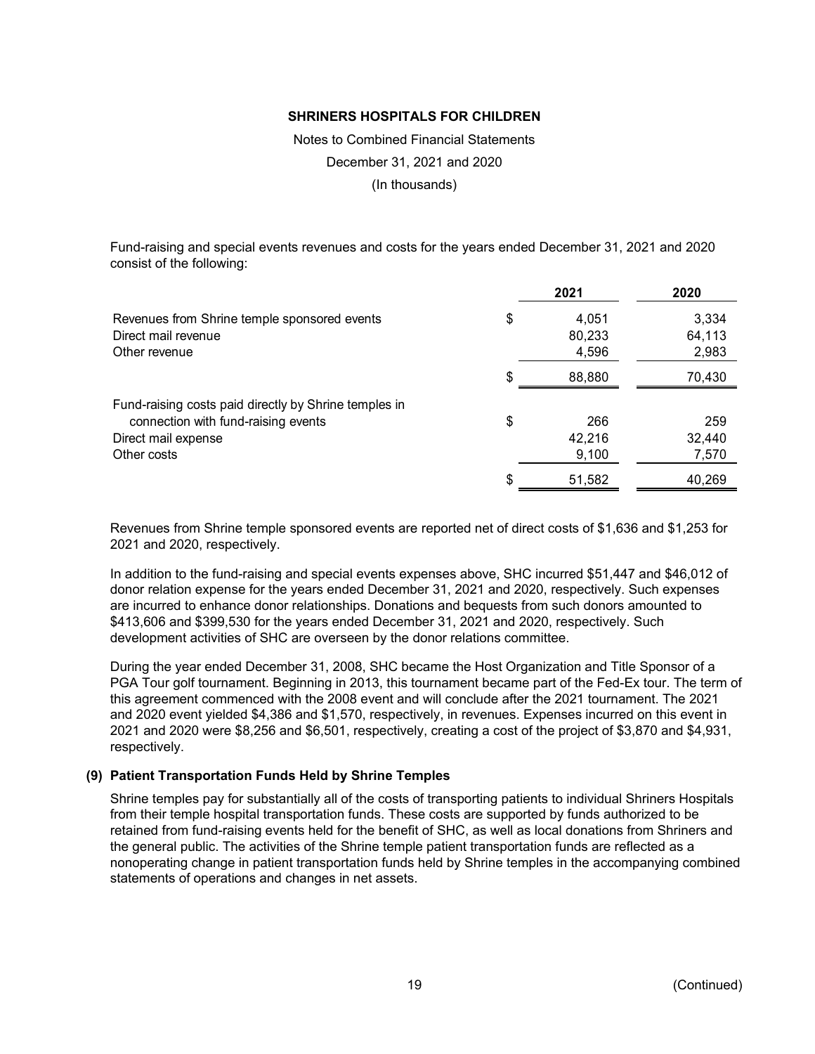**SHRINERS HOSPITALS FOR CHILDREN**

Notes to Combined Financial Statements

December 31, 2021 and 2020

(In thousands)

Fund-raising and special events revenues and costs for the years ended December 31, 2021 and 2020 consist of the following:

| | 2021 | 2020 |
|---|---|---|
| Revenues from Shrine temple sponsored events | $ 4,051 | 3,334 |
| Direct mail revenue | 80,233 | 64,113 |
| Other revenue | 4,596 | 2,983 |
| | $ 88,880 | 70,430 |
| Fund-raising costs paid directly by Shrine temples in connection with fund-raising events | $ 266 | 259 |
| Direct mail expense | 42,216 | 32,440 |
| Other costs | 9,100 | 7,570 |
| | $ 51,582 | 40,269 |

Revenues from Shrine temple sponsored events are reported net of direct costs of $1,636 and $1,253 for 2021 and 2020, respectively.

In addition to the fund-raising and special events expenses above, SHC incurred $51,447 and $46,012 of donor relation expense for the years ended December 31, 2021 and 2020, respectively. Such expenses are incurred to enhance donor relationships. Donations and bequests from such donors amounted to $413,606 and $399,530 for the years ended December 31, 2021 and 2020, respectively. Such development activities of SHC are overseen by the donor relations committee.

During the year ended December 31, 2008, SHC became the Host Organization and Title Sponsor of a PGA Tour golf tournament. Beginning in 2013, this tournament became part of the Fed-Ex tour. The term of this agreement commenced with the 2008 event and will conclude after the 2021 tournament. The 2021 and 2020 event yielded $4,386 and $1,570, respectively, in revenues. Expenses incurred on this event in 2021 and 2020 were $8,256 and $6,501, respectively, creating a cost of the project of $3,870 and $4,931, respectively.

### (9) Patient Transportation Funds Held by Shrine Temples

Shrine temples pay for substantially all of the costs of transporting patients to individual Shriners Hospitals from their temple hospital transportation funds. These costs are supported by funds authorized to be retained from fund-raising events held for the benefit of SHC, as well as local donations from Shriners and the general public. The activities of the Shrine temple patient transportation funds are reflected as a nonoperating change in patient transportation funds held by Shrine temples in the accompanying combined statements of operations and changes in net assets.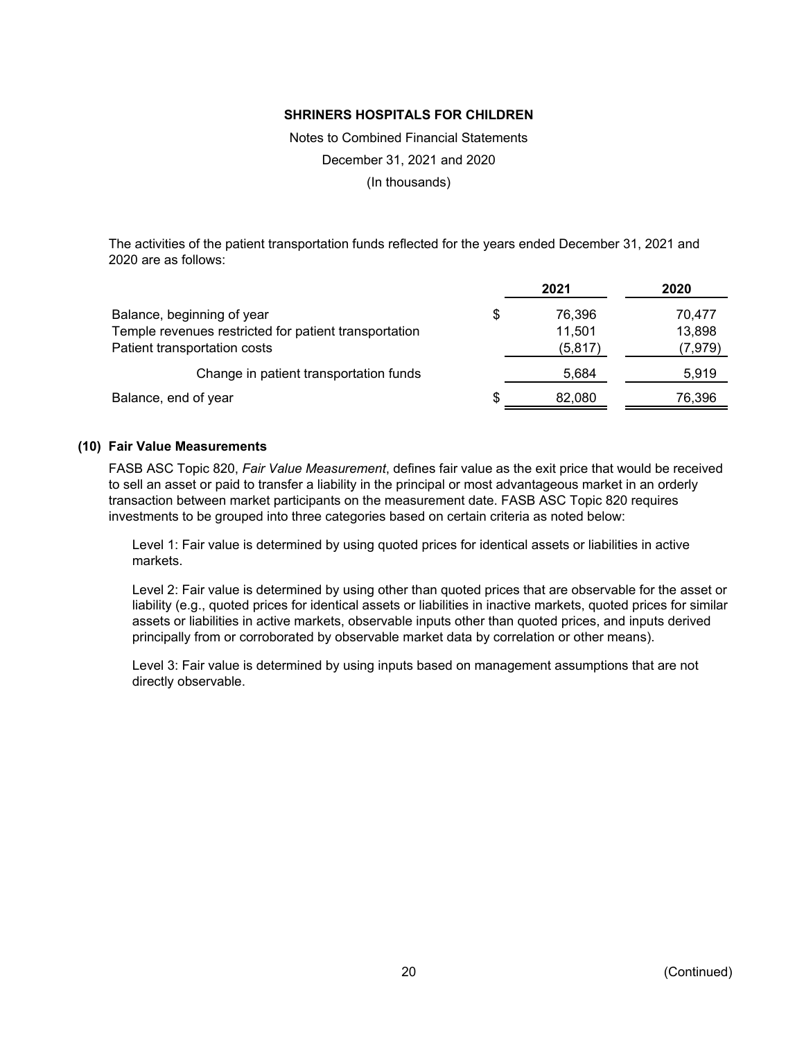The activities of the patient transportation funds reflected for the years ended December 31, 2021 and 2020 are as follows:

| | | 2021 | 2020 |
|---|---|---|---|
| Balance, beginning of year | $ | 76,396 | 70,477 |
| Temple revenues restricted for patient transportation | | 11,501 | 13,898 |
| Patient transportation costs | | (5,817) | (7,979) |
| Change in patient transportation funds | | 5,684 | 5,919 |
| Balance, end of year | $ | 82,080 | 76,396 |

## (10) Fair Value Measurements

FASB ASC Topic 820, *Fair Value Measurement*, defines fair value as the exit price that would be received to sell an asset or paid to transfer a liability in the principal or most advantageous market in an orderly transaction between market participants on the measurement date. FASB ASC Topic 820 requires investments to be grouped into three categories based on certain criteria as noted below:

Level 1: Fair value is determined by using quoted prices for identical assets or liabilities in active markets.

Level 2: Fair value is determined by using other than quoted prices that are observable for the asset or liability (e.g., quoted prices for identical assets or liabilities in inactive markets, quoted prices for similar assets or liabilities in active markets, observable inputs other than quoted prices, and inputs derived principally from or corroborated by observable market data by correlation or other means).

Level 3: Fair value is determined by using inputs based on management assumptions that are not directly observable.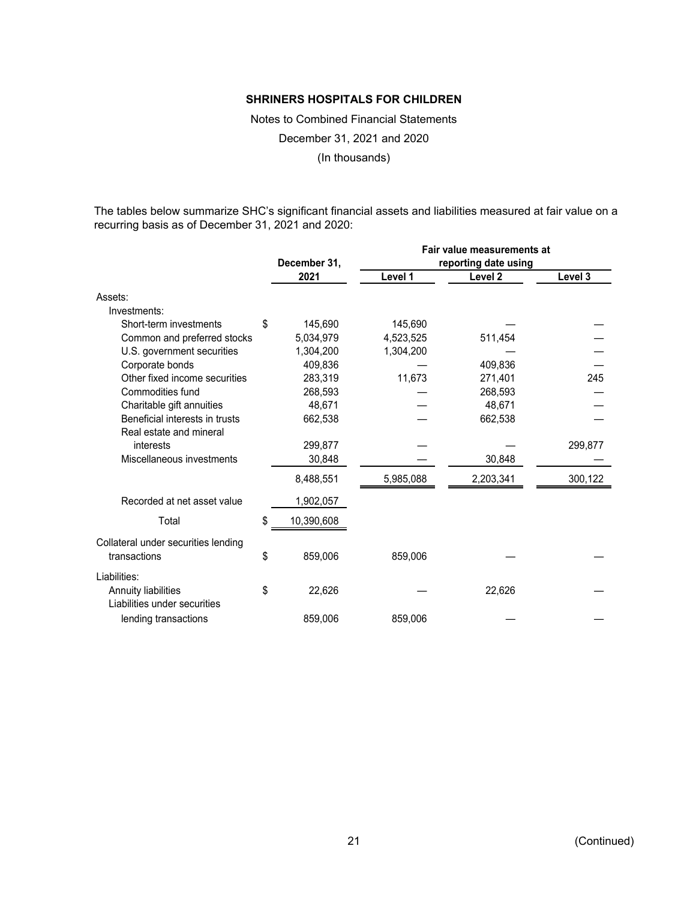The tables below summarize SHC's significant financial assets and liabilities measured at fair value on a recurring basis as of December 31, 2021 and 2020:

| | December 31, 2021 | Fair value measurements at reporting date using | | |
|---|---|---|---|---|
| | | Level 1 | Level 2 | Level 3 |
| Assets: | | | | |
| Investments: | | | | |
| Short-term investments | $ 145,690 | 145,690 | — | — |
| Common and preferred stocks | 5,034,979 | 4,523,525 | 511,454 | — |
| U.S. government securities | 1,304,200 | 1,304,200 | — | — |
| Corporate bonds | 409,836 | — | 409,836 | — |
| Other fixed income securities | 283,319 | 11,673 | 271,401 | 245 |
| Commodities fund | 268,593 | — | 268,593 | — |
| Charitable gift annuities | 48,671 | — | 48,671 | — |
| Beneficial interests in trusts | 662,538 | — | 662,538 | — |
| Real estate and mineral interests | 299,877 | — | — | 299,877 |
| Miscellaneous investments | 30,848 | — | 30,848 | — |
| | 8,488,551 | 5,985,088 | 2,203,341 | 300,122 |
| Recorded at net asset value | 1,902,057 | | | |
| Total | $ 10,390,608 | | | |
| Collateral under securities lending transactions | $ 859,006 | 859,006 | — | — |
| Liabilities: | | | | |
| Annuity liabilities | $ 22,626 | — | 22,626 | — |
| Liabilities under securities lending transactions | 859,006 | 859,006 | — | — |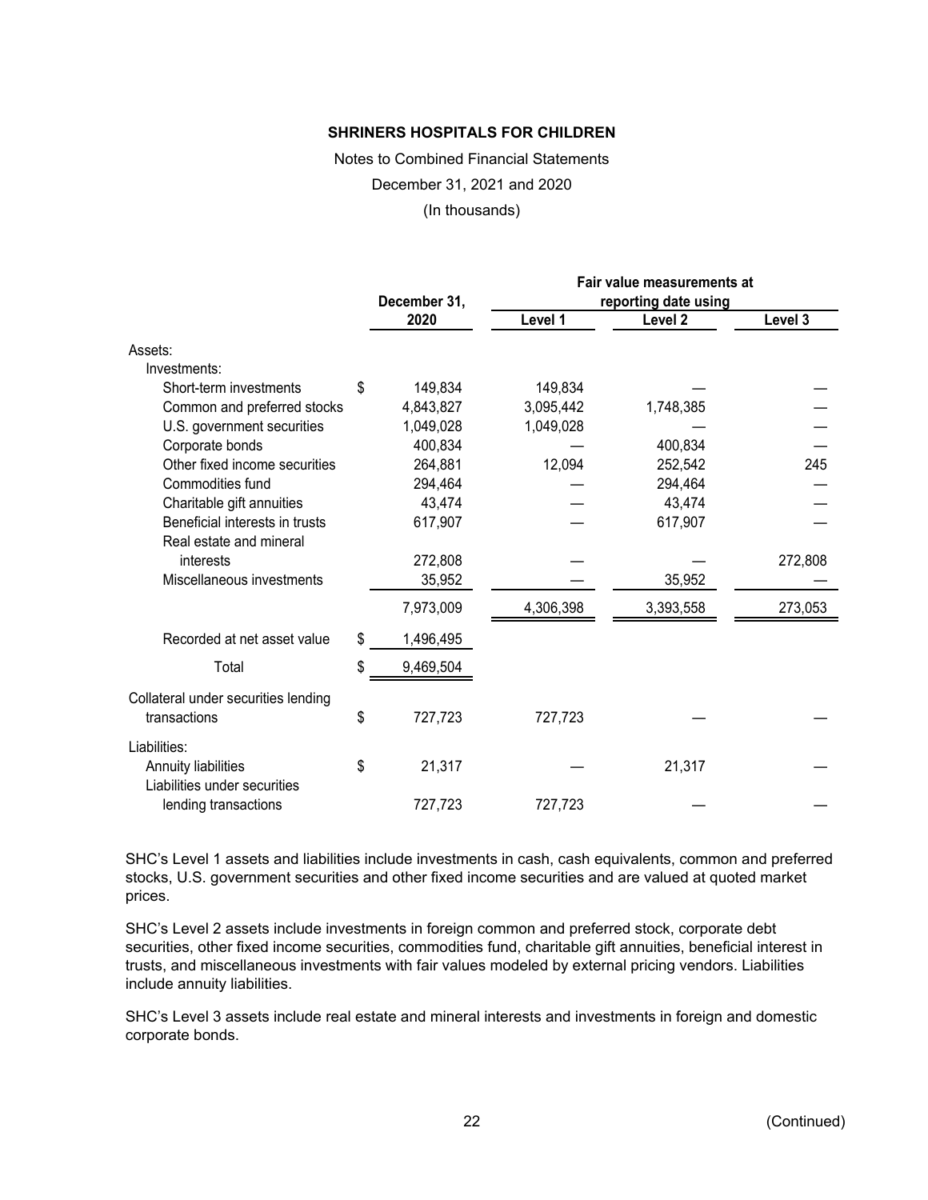**SHRINERS HOSPITALS FOR CHILDREN**

Notes to Combined Financial Statements

December 31, 2021 and 2020

(In thousands)

| | December 31, 2020 | Fair value measurements at reporting date using | | |
|---|---|---|---|---|
| | | Level 1 | Level 2 | Level 3 |
| Assets: | | | | |
| Investments: | | | | |
| Short-term investments | $ 149,834 | 149,834 | — | — |
| Common and preferred stocks | 4,843,827 | 3,095,442 | 1,748,385 | — |
| U.S. government securities | 1,049,028 | 1,049,028 | — | — |
| Corporate bonds | 400,834 | — | 400,834 | — |
| Other fixed income securities | 264,881 | 12,094 | 252,542 | 245 |
| Commodities fund | 294,464 | — | 294,464 | — |
| Charitable gift annuities | 43,474 | — | 43,474 | — |
| Beneficial interests in trusts | 617,907 | — | 617,907 | — |
| Real estate and mineral interests | 272,808 | — | — | 272,808 |
| Miscellaneous investments | 35,952 | — | 35,952 | — |
| | 7,973,009 | 4,306,398 | 3,393,558 | 273,053 |
| Recorded at net asset value | $ 1,496,495 | | | |
| Total | $ 9,469,504 | | | |
| Collateral under securities lending transactions | $ 727,723 | 727,723 | — | — |
| Liabilities: | | | | |
| Annuity liabilities | $ 21,317 | — | 21,317 | — |
| Liabilities under securities lending transactions | 727,723 | 727,723 | — | — |

SHC's Level 1 assets and liabilities include investments in cash, cash equivalents, common and preferred stocks, U.S. government securities and other fixed income securities and are valued at quoted market prices.

SHC's Level 2 assets include investments in foreign common and preferred stock, corporate debt securities, other fixed income securities, commodities fund, charitable gift annuities, beneficial interest in trusts, and miscellaneous investments with fair values modeled by external pricing vendors. Liabilities include annuity liabilities.

SHC's Level 3 assets include real estate and mineral interests and investments in foreign and domestic corporate bonds.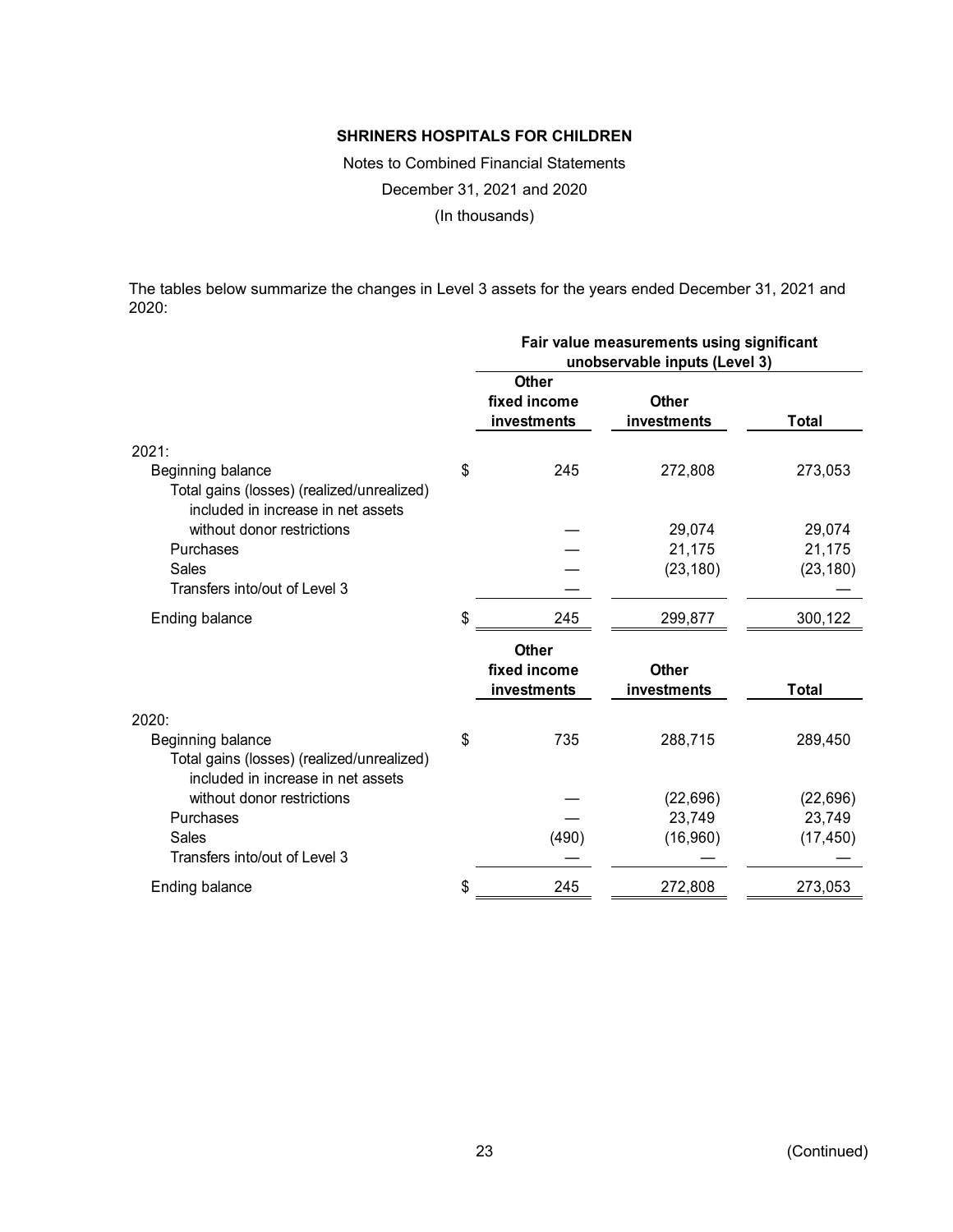**SHRINERS HOSPITALS FOR CHILDREN**

Notes to Combined Financial Statements

December 31, 2021 and 2020

(In thousands)

The tables below summarize the changes in Level 3 assets for the years ended December 31, 2021 and 2020:

| | Fair value measurements using significant unobservable inputs (Level 3) | | |
|---|---|---|---|
| | Other fixed income investments | Other investments | Total |
| 2021: | | | |
| Beginning balance | $ 245 | 272,808 | 273,053 |
| Total gains (losses) (realized/unrealized) included in increase in net assets without donor restrictions | — | 29,074 | 29,074 |
| Purchases | — | 21,175 | 21,175 |
| Sales | — | (23,180) | (23,180) |
| Transfers into/out of Level 3 | — | | — |
| Ending balance | $ 245 | 299,877 | 300,122 |

| | Other fixed income investments | Other investments | Total |
|---|---|---|---|
| 2020: | | | |
| Beginning balance | $ 735 | 288,715 | 289,450 |
| Total gains (losses) (realized/unrealized) included in increase in net assets without donor restrictions | — | (22,696) | (22,696) |
| Purchases | — | 23,749 | 23,749 |
| Sales | (490) | (16,960) | (17,450) |
| Transfers into/out of Level 3 | — | — | — |
| Ending balance | $ 245 | 272,808 | 273,053 |

(Continued)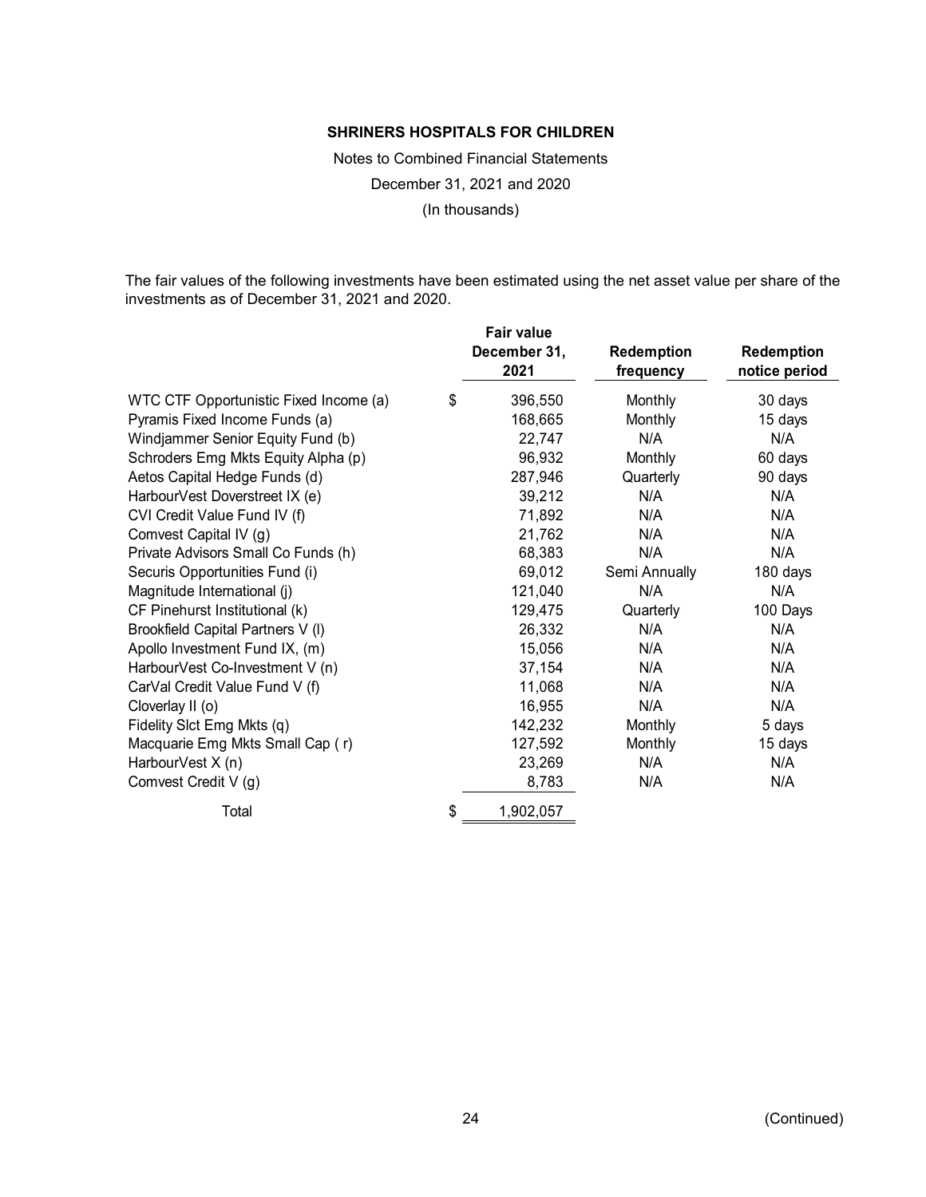**SHRINERS HOSPITALS FOR CHILDREN**

Notes to Combined Financial Statements

December 31, 2021 and 2020

(In thousands)

The fair values of the following investments have been estimated using the net asset value per share of the investments as of December 31, 2021 and 2020.

| | Fair value December 31, 2021 | Redemption frequency | Redemption notice period |
|---|---|---|---|
| WTC CTF Opportunistic Fixed Income (a) | $ 396,550 | Monthly | 30 days |
| Pyramis Fixed Income Funds (a) | 168,665 | Monthly | 15 days |
| Windjammer Senior Equity Fund (b) | 22,747 | N/A | N/A |
| Schroders Emg Mkts Equity Alpha (p) | 96,932 | Monthly | 60 days |
| Aetos Capital Hedge Funds (d) | 287,946 | Quarterly | 90 days |
| HarbourVest Doverstreet IX (e) | 39,212 | N/A | N/A |
| CVI Credit Value Fund IV (f) | 71,892 | N/A | N/A |
| Comvest Capital IV (g) | 21,762 | N/A | N/A |
| Private Advisors Small Co Funds (h) | 68,383 | N/A | N/A |
| Securis Opportunities Fund (i) | 69,012 | Semi Annually | 180 days |
| Magnitude International (j) | 121,040 | N/A | N/A |
| CF Pinehurst Institutional (k) | 129,475 | Quarterly | 100 Days |
| Brookfield Capital Partners V (l) | 26,332 | N/A | N/A |
| Apollo Investment Fund IX, (m) | 15,056 | N/A | N/A |
| HarbourVest Co-Investment V (n) | 37,154 | N/A | N/A |
| CarVal Credit Value Fund V (f) | 11,068 | N/A | N/A |
| Cloverlay II (o) | 16,955 | N/A | N/A |
| Fidelity Slct Emg Mkts (q) | 142,232 | Monthly | 5 days |
| Macquarie Emg Mkts Small Cap ( r) | 127,592 | Monthly | 15 days |
| HarbourVest X (n) | 23,269 | N/A | N/A |
| Comvest Credit V (g) | 8,783 | N/A | N/A |
| Total | $ 1,902,057 | | |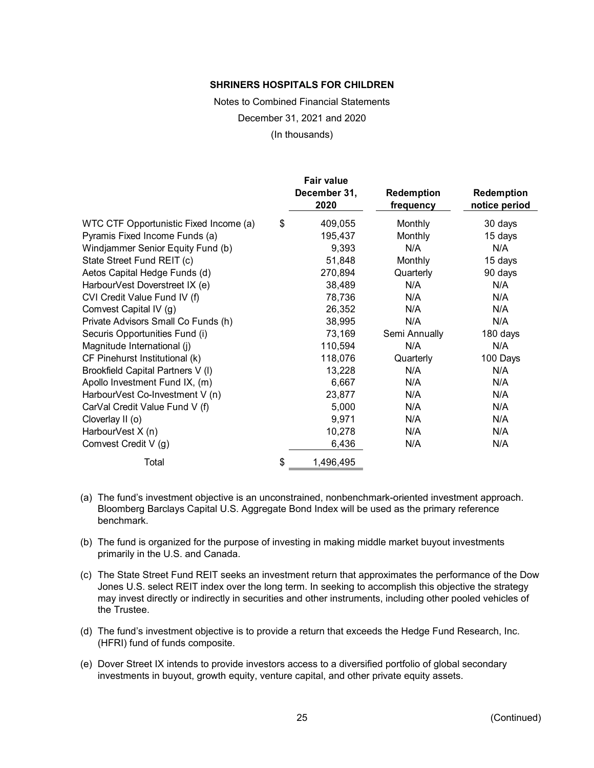**SHRINERS HOSPITALS FOR CHILDREN**

Notes to Combined Financial Statements

December 31, 2021 and 2020

(In thousands)

| | Fair value December 31, 2020 | Redemption frequency | Redemption notice period |
|---|---|---|---|
| WTC CTF Opportunistic Fixed Income (a) | $ 409,055 | Monthly | 30 days |
| Pyramis Fixed Income Funds (a) | 195,437 | Monthly | 15 days |
| Windjammer Senior Equity Fund (b) | 9,393 | N/A | N/A |
| State Street Fund REIT (c) | 51,848 | Monthly | 15 days |
| Aetos Capital Hedge Funds (d) | 270,894 | Quarterly | 90 days |
| HarbourVest Doverstreet IX (e) | 38,489 | N/A | N/A |
| CVI Credit Value Fund IV (f) | 78,736 | N/A | N/A |
| Comvest Capital IV (g) | 26,352 | N/A | N/A |
| Private Advisors Small Co Funds (h) | 38,995 | N/A | N/A |
| Securis Opportunities Fund (i) | 73,169 | Semi Annually | 180 days |
| Magnitude International (j) | 110,594 | N/A | N/A |
| CF Pinehurst Institutional (k) | 118,076 | Quarterly | 100 Days |
| Brookfield Capital Partners V (l) | 13,228 | N/A | N/A |
| Apollo Investment Fund IX, (m) | 6,667 | N/A | N/A |
| HarbourVest Co-Investment V (n) | 23,877 | N/A | N/A |
| CarVal Credit Value Fund V (f) | 5,000 | N/A | N/A |
| Cloverlay II (o) | 9,971 | N/A | N/A |
| HarbourVest X (n) | 10,278 | N/A | N/A |
| Comvest Credit V (g) | 6,436 | N/A | N/A |
| Total | $ 1,496,495 | | |

(a) The fund's investment objective is an unconstrained, nonbenchmark-oriented investment approach. Bloomberg Barclays Capital U.S. Aggregate Bond Index will be used as the primary reference benchmark.

(b) The fund is organized for the purpose of investing in making middle market buyout investments primarily in the U.S. and Canada.

(c) The State Street Fund REIT seeks an investment return that approximates the performance of the Dow Jones U.S. select REIT index over the long term. In seeking to accomplish this objective the strategy may invest directly or indirectly in securities and other instruments, including other pooled vehicles of the Trustee.

(d) The fund's investment objective is to provide a return that exceeds the Hedge Fund Research, Inc. (HFRI) fund of funds composite.

(e) Dover Street IX intends to provide investors access to a diversified portfolio of global secondary investments in buyout, growth equity, venture capital, and other private equity assets.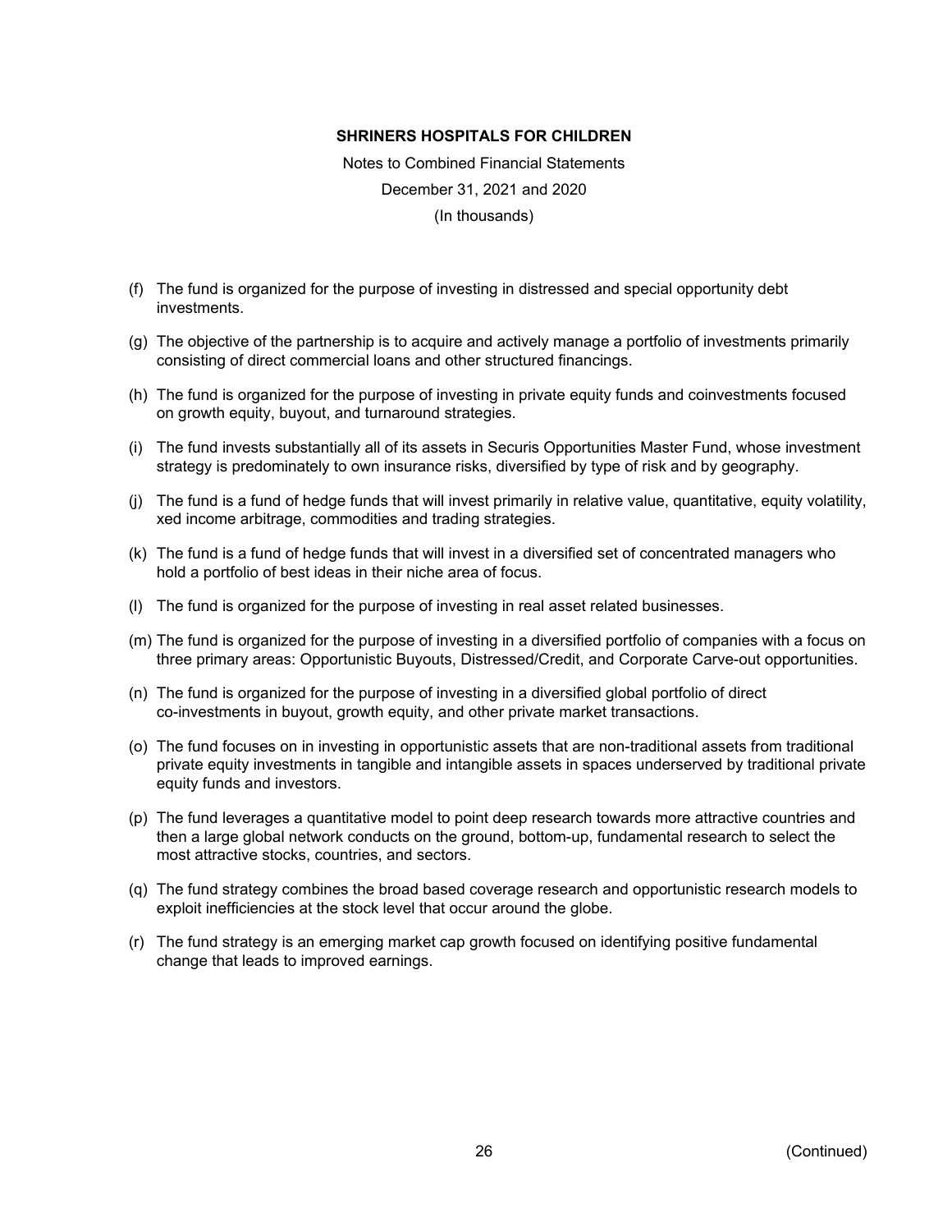(f) The fund is organized for the purpose of investing in distressed and special opportunity debt investments.

(g) The objective of the partnership is to acquire and actively manage a portfolio of investments primarily consisting of direct commercial loans and other structured financings.

(h) The fund is organized for the purpose of investing in private equity funds and coinvestments focused on growth equity, buyout, and turnaround strategies.

(i) The fund invests substantially all of its assets in Securis Opportunities Master Fund, whose investment strategy is predominately to own insurance risks, diversified by type of risk and by geography.

(j) The fund is a fund of hedge funds that will invest primarily in relative value, quantitative, equity volatility, xed income arbitrage, commodities and trading strategies.

(k) The fund is a fund of hedge funds that will invest in a diversified set of concentrated managers who hold a portfolio of best ideas in their niche area of focus.

(l) The fund is organized for the purpose of investing in real asset related businesses.

(m) The fund is organized for the purpose of investing in a diversified portfolio of companies with a focus on three primary areas: Opportunistic Buyouts, Distressed/Credit, and Corporate Carve-out opportunities.

(n) The fund is organized for the purpose of investing in a diversified global portfolio of direct co-investments in buyout, growth equity, and other private market transactions.

(o) The fund focuses on in investing in opportunistic assets that are non-traditional assets from traditional private equity investments in tangible and intangible assets in spaces underserved by traditional private equity funds and investors.

(p) The fund leverages a quantitative model to point deep research towards more attractive countries and then a large global network conducts on the ground, bottom-up, fundamental research to select the most attractive stocks, countries, and sectors.

(q) The fund strategy combines the broad based coverage research and opportunistic research models to exploit inefficiencies at the stock level that occur around the globe.

(r) The fund strategy is an emerging market cap growth focused on identifying positive fundamental change that leads to improved earnings.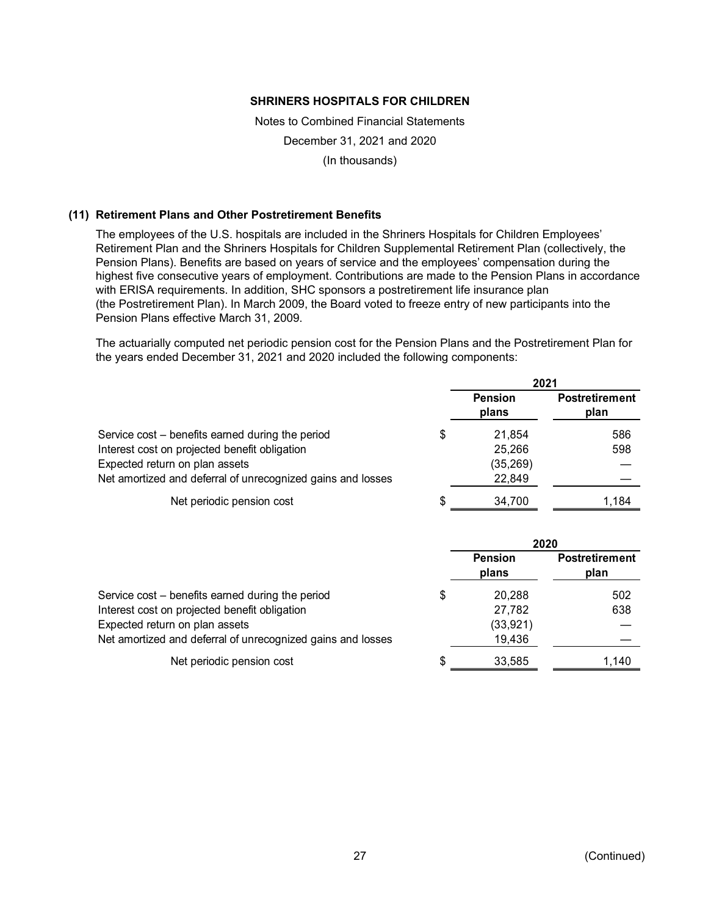**SHRINERS HOSPITALS FOR CHILDREN**

Notes to Combined Financial Statements

December 31, 2021 and 2020

(In thousands)

## (11) Retirement Plans and Other Postretirement Benefits

The employees of the U.S. hospitals are included in the Shriners Hospitals for Children Employees' Retirement Plan and the Shriners Hospitals for Children Supplemental Retirement Plan (collectively, the Pension Plans). Benefits are based on years of service and the employees' compensation during the highest five consecutive years of employment. Contributions are made to the Pension Plans in accordance with ERISA requirements. In addition, SHC sponsors a postretirement life insurance plan (the Postretirement Plan). In March 2009, the Board voted to freeze entry of new participants into the Pension Plans effective March 31, 2009.

The actuarially computed net periodic pension cost for the Pension Plans and the Postretirement Plan for the years ended December 31, 2021 and 2020 included the following components:

| | 2021 | |
|---|---|---|
| | **Pension plans** | **Postretirement plan** |
| Service cost – benefits earned during the period | $ 21,854 | 586 |
| Interest cost on projected benefit obligation | 25,266 | 598 |
| Expected return on plan assets | (35,269) | — |
| Net amortized and deferral of unrecognized gains and losses | 22,849 | — |
| Net periodic pension cost | $ 34,700 | 1,184 |

| | 2020 | |
|---|---|---|
| | **Pension plans** | **Postretirement plan** |
| Service cost – benefits earned during the period | $ 20,288 | 502 |
| Interest cost on projected benefit obligation | 27,782 | 638 |
| Expected return on plan assets | (33,921) | — |
| Net amortized and deferral of unrecognized gains and losses | 19,436 | — |
| Net periodic pension cost | $ 33,585 | 1,140 |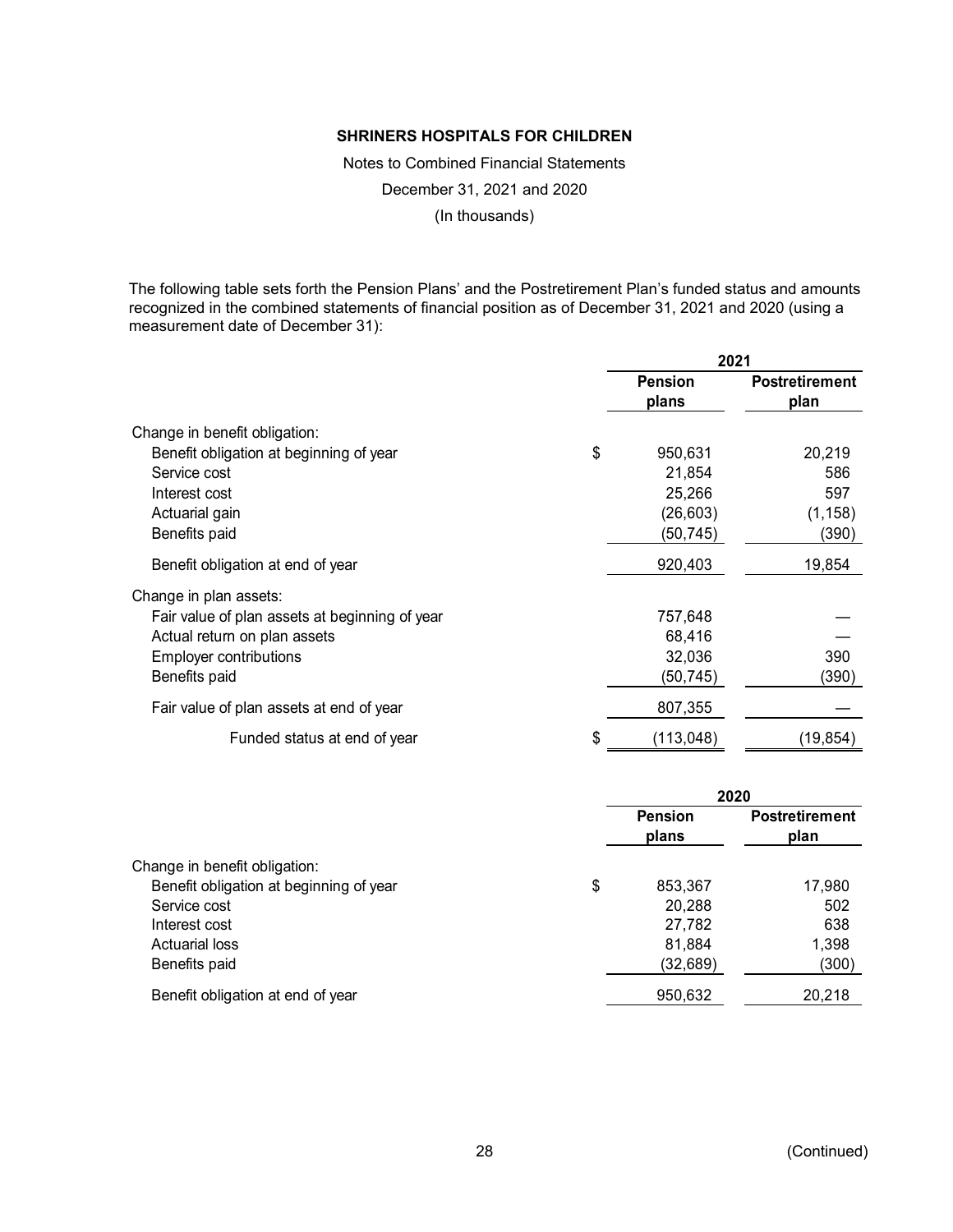**SHRINERS HOSPITALS FOR CHILDREN**

Notes to Combined Financial Statements

December 31, 2021 and 2020

(In thousands)

The following table sets forth the Pension Plans' and the Postretirement Plan's funded status and amounts recognized in the combined statements of financial position as of December 31, 2021 and 2020 (using a measurement date of December 31):

| | 2021 | |
|---|---|---|
| | **Pension plans** | **Postretirement plan** |
| Change in benefit obligation: | | |
| Benefit obligation at beginning of year | $ 950,631 | 20,219 |
| Service cost | 21,854 | 586 |
| Interest cost | 25,266 | 597 |
| Actuarial gain | (26,603) | (1,158) |
| Benefits paid | (50,745) | (390) |
| Benefit obligation at end of year | 920,403 | 19,854 |
| Change in plan assets: | | |
| Fair value of plan assets at beginning of year | 757,648 | — |
| Actual return on plan assets | 68,416 | — |
| Employer contributions | 32,036 | 390 |
| Benefits paid | (50,745) | (390) |
| Fair value of plan assets at end of year | 807,355 | — |
| Funded status at end of year | $ (113,048) | (19,854) |

| | 2020 | |
|---|---|---|
| | **Pension plans** | **Postretirement plan** |
| Change in benefit obligation: | | |
| Benefit obligation at beginning of year | $ 853,367 | 17,980 |
| Service cost | 20,288 | 502 |
| Interest cost | 27,782 | 638 |
| Actuarial loss | 81,884 | 1,398 |
| Benefits paid | (32,689) | (300) |
| Benefit obligation at end of year | 950,632 | 20,218 |

(Continued)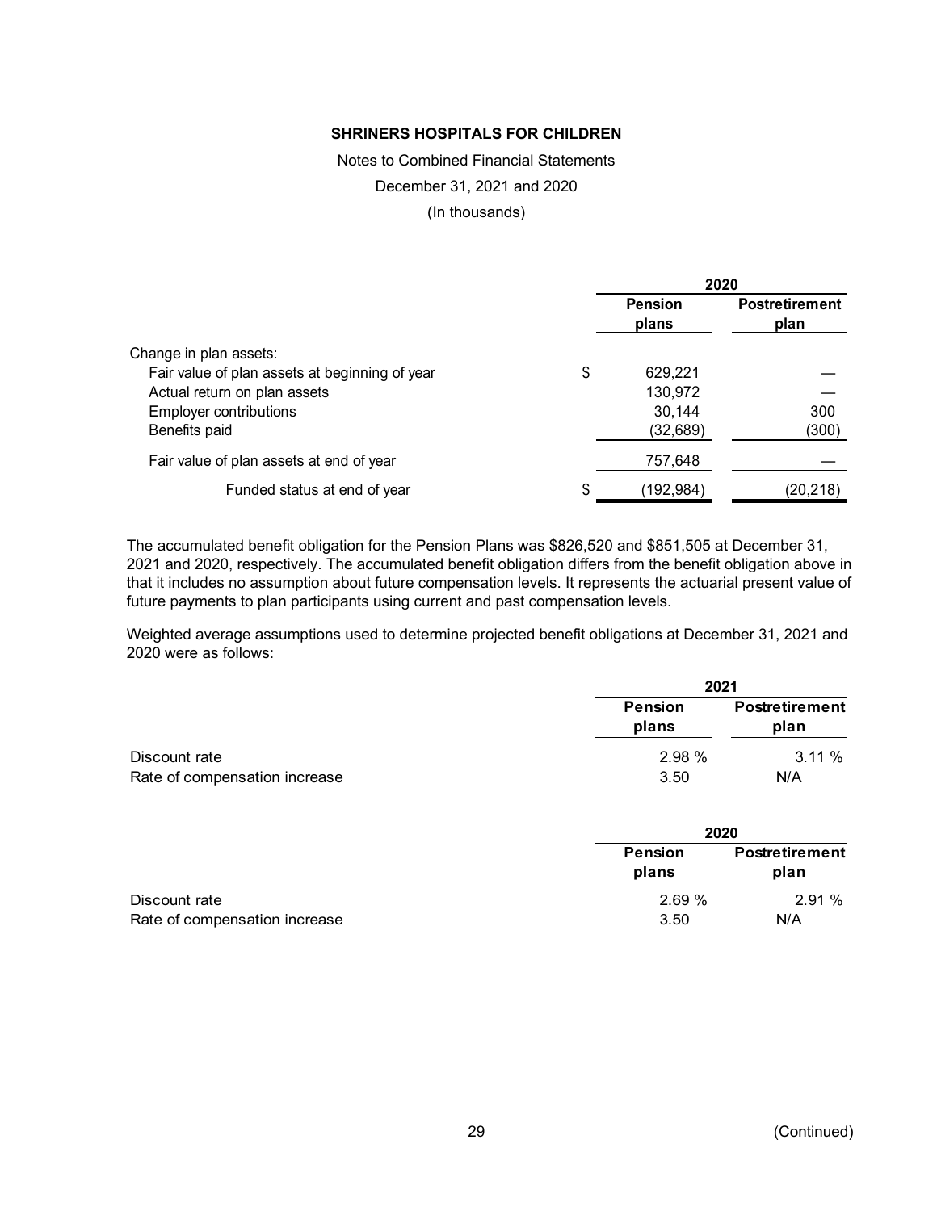**SHRINERS HOSPITALS FOR CHILDREN**

Notes to Combined Financial Statements

December 31, 2021 and 2020

(In thousands)

| | 2020 | |
|---|---|---|
| | Pension plans | Postretirement plan |
| Change in plan assets: | | |
| Fair value of plan assets at beginning of year | $ 629,221 | — |
| Actual return on plan assets | 130,972 | — |
| Employer contributions | 30,144 | 300 |
| Benefits paid | (32,689) | (300) |
| Fair value of plan assets at end of year | 757,648 | — |
| Funded status at end of year | $ (192,984) | (20,218) |

The accumulated benefit obligation for the Pension Plans was $826,520 and $851,505 at December 31, 2021 and 2020, respectively. The accumulated benefit obligation differs from the benefit obligation above in that it includes no assumption about future compensation levels. It represents the actuarial present value of future payments to plan participants using current and past compensation levels.

Weighted average assumptions used to determine projected benefit obligations at December 31, 2021 and 2020 were as follows:

| | 2021 | |
|---|---|---|
| | Pension plans | Postretirement plan |
| Discount rate | 2.98 % | 3.11 % |
| Rate of compensation increase | 3.50 | N/A |

| | 2020 | |
|---|---|---|
| | Pension plans | Postretirement plan |
| Discount rate | 2.69 % | 2.91 % |
| Rate of compensation increase | 3.50 | N/A |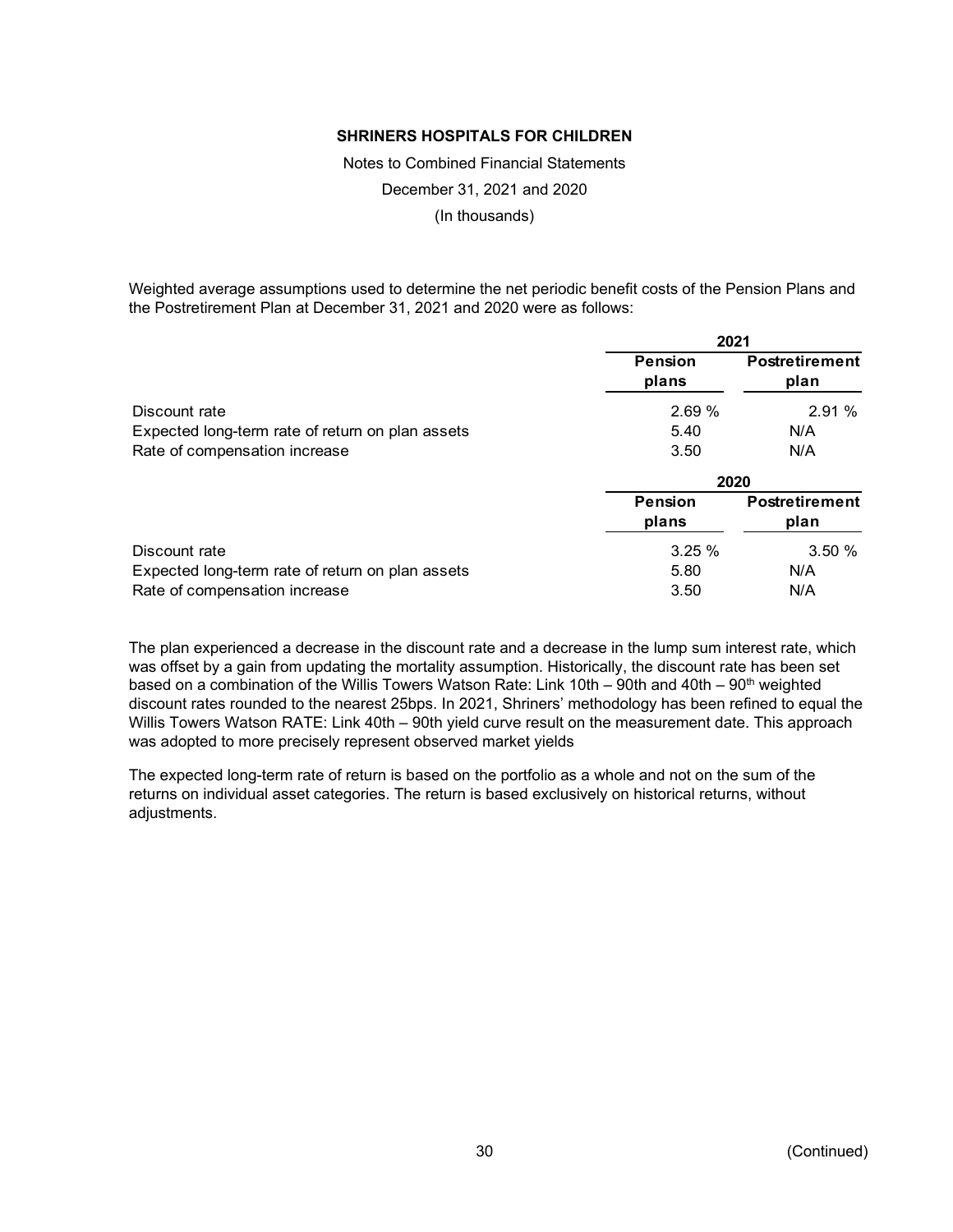**SHRINERS HOSPITALS FOR CHILDREN**

Notes to Combined Financial Statements

December 31, 2021 and 2020

(In thousands)

Weighted average assumptions used to determine the net periodic benefit costs of the Pension Plans and the Postretirement Plan at December 31, 2021 and 2020 were as follows:

| | 2021 | |
|---|---|---|
| | **Pension plans** | **Postretirement plan** |
| Discount rate | 2.69 % | 2.91 % |
| Expected long-term rate of return on plan assets | 5.40 | N/A |
| Rate of compensation increase | 3.50 | N/A |

| | 2020 | |
|---|---|---|
| | **Pension plans** | **Postretirement plan** |
| Discount rate | 3.25 % | 3.50 % |
| Expected long-term rate of return on plan assets | 5.80 | N/A |
| Rate of compensation increase | 3.50 | N/A |

The plan experienced a decrease in the discount rate and a decrease in the lump sum interest rate, which was offset by a gain from updating the mortality assumption. Historically, the discount rate has been set based on a combination of the Willis Towers Watson Rate: Link 10th – 90th and 40th – 90th weighted discount rates rounded to the nearest 25bps. In 2021, Shriners' methodology has been refined to equal the Willis Towers Watson RATE: Link 40th – 90th yield curve result on the measurement date. This approach was adopted to more precisely represent observed market yields

The expected long-term rate of return is based on the portfolio as a whole and not on the sum of the returns on individual asset categories. The return is based exclusively on historical returns, without adjustments.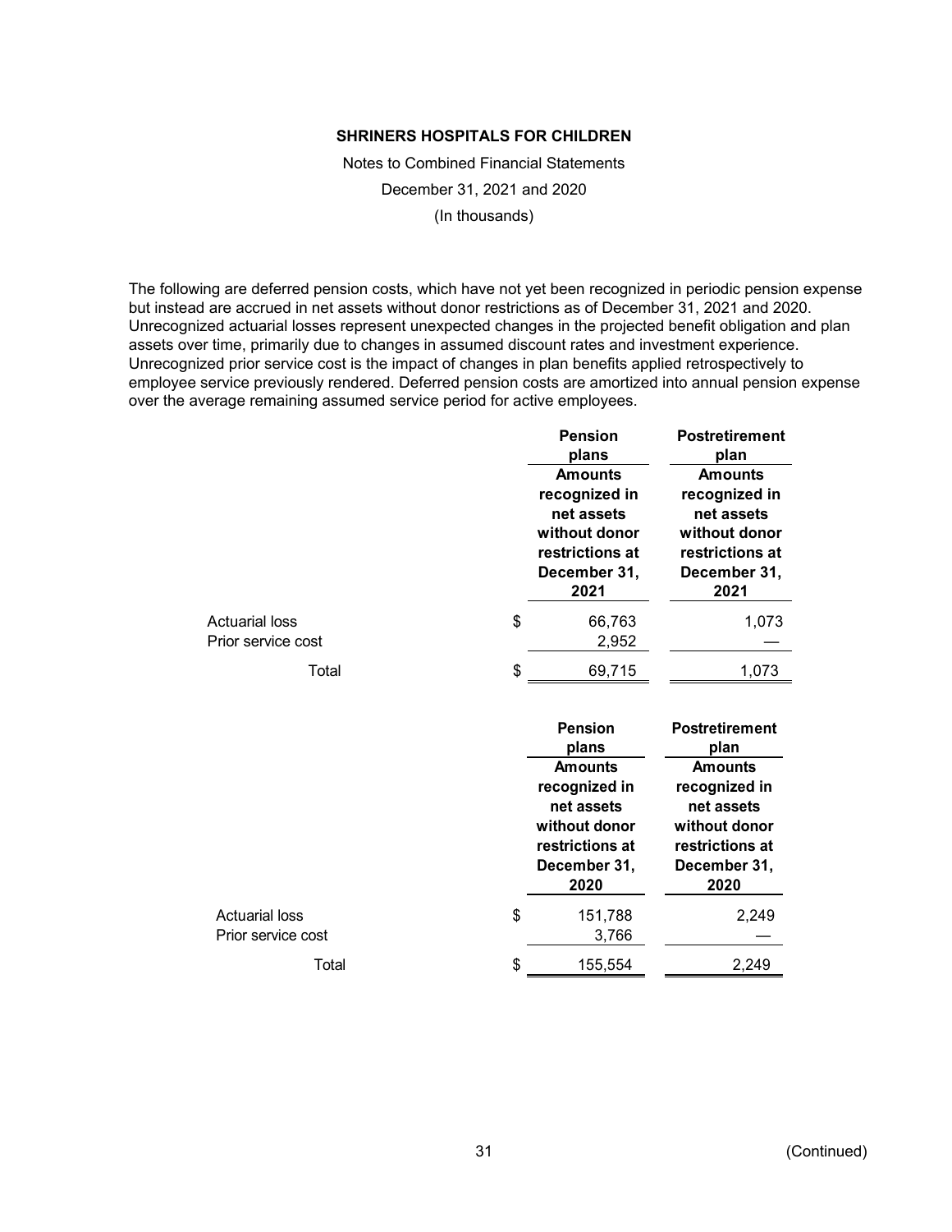**SHRINERS HOSPITALS FOR CHILDREN**

Notes to Combined Financial Statements

December 31, 2021 and 2020

(In thousands)

The following are deferred pension costs, which have not yet been recognized in periodic pension expense but instead are accrued in net assets without donor restrictions as of December 31, 2021 and 2020. Unrecognized actuarial losses represent unexpected changes in the projected benefit obligation and plan assets over time, primarily due to changes in assumed discount rates and investment experience. Unrecognized prior service cost is the impact of changes in plan benefits applied retrospectively to employee service previously rendered. Deferred pension costs are amortized into annual pension expense over the average remaining assumed service period for active employees.

| | Pension plans | Postretirement plan |
|---|---|---|
| | Amounts recognized in net assets without donor restrictions at December 31, 2021 | Amounts recognized in net assets without donor restrictions at December 31, 2021 |
| Actuarial loss | $ 66,763 | 1,073 |
| Prior service cost | 2,952 | — |
| Total | $ 69,715 | 1,073 |

| | Pension plans | Postretirement plan |
|---|---|---|
| | Amounts recognized in net assets without donor restrictions at December 31, 2020 | Amounts recognized in net assets without donor restrictions at December 31, 2020 |
| Actuarial loss | $ 151,788 | 2,249 |
| Prior service cost | 3,766 | — |
| Total | $ 155,554 | 2,249 |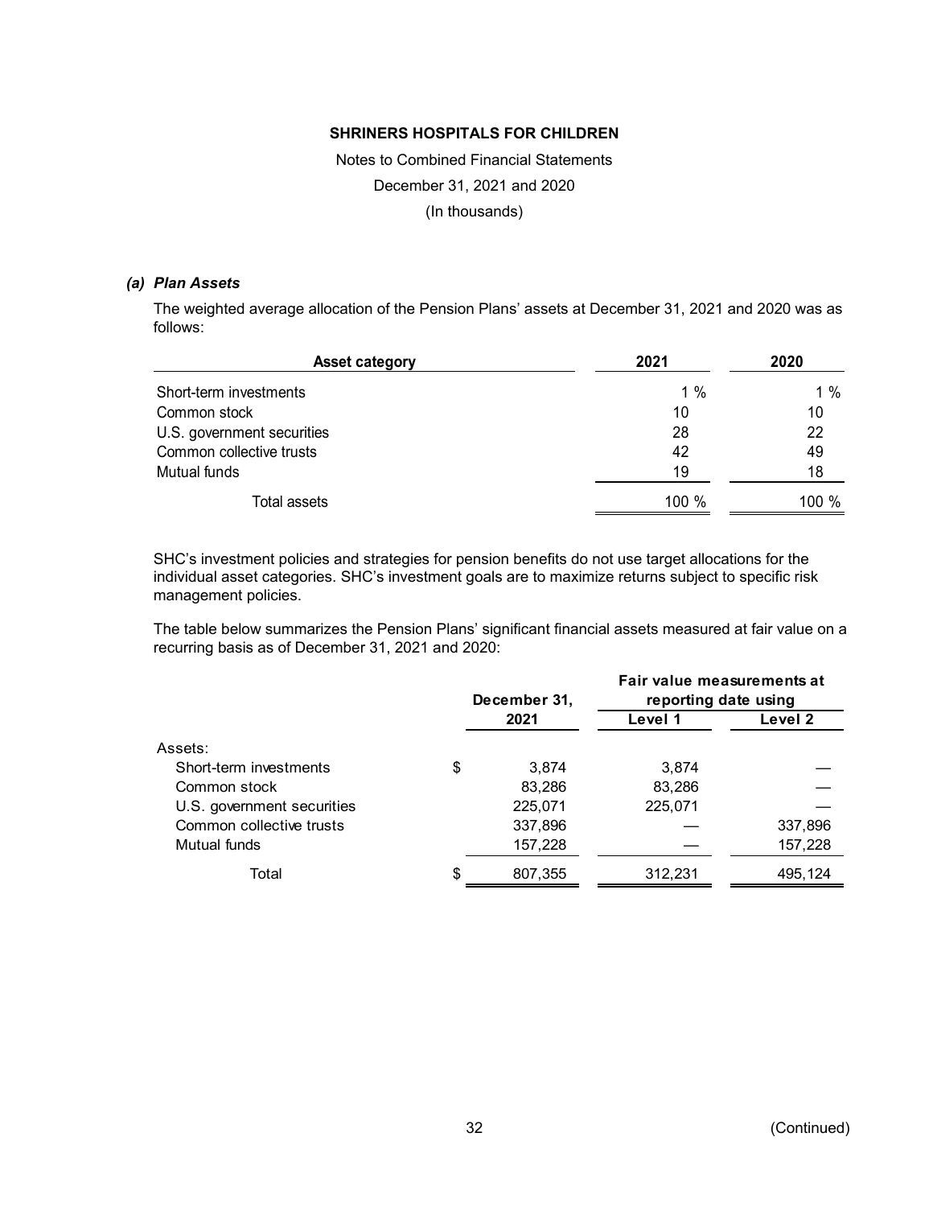### *(a) Plan Assets*

The weighted average allocation of the Pension Plans' assets at December 31, 2021 and 2020 was as follows:

| Asset category | 2021 | 2020 |
|---|---|---|
| Short-term investments | 1 % | 1 % |
| Common stock | 10 | 10 |
| U.S. government securities | 28 | 22 |
| Common collective trusts | 42 | 49 |
| Mutual funds | 19 | 18 |
| Total assets | 100 % | 100 % |

SHC's investment policies and strategies for pension benefits do not use target allocations for the individual asset categories. SHC's investment goals are to maximize returns subject to specific risk management policies.

The table below summarizes the Pension Plans' significant financial assets measured at fair value on a recurring basis as of December 31, 2021 and 2020:

| | December 31, 2021 | Fair value measurements at reporting date using | |
|---|---|---|---|
| | | Level 1 | Level 2 |
| Assets: | | | |
| Short-term investments | $ 3,874 | 3,874 | — |
| Common stock | 83,286 | 83,286 | — |
| U.S. government securities | 225,071 | 225,071 | — |
| Common collective trusts | 337,896 | — | 337,896 |
| Mutual funds | 157,228 | — | 157,228 |
| Total | $ 807,355 | 312,231 | 495,124 |

(Continued)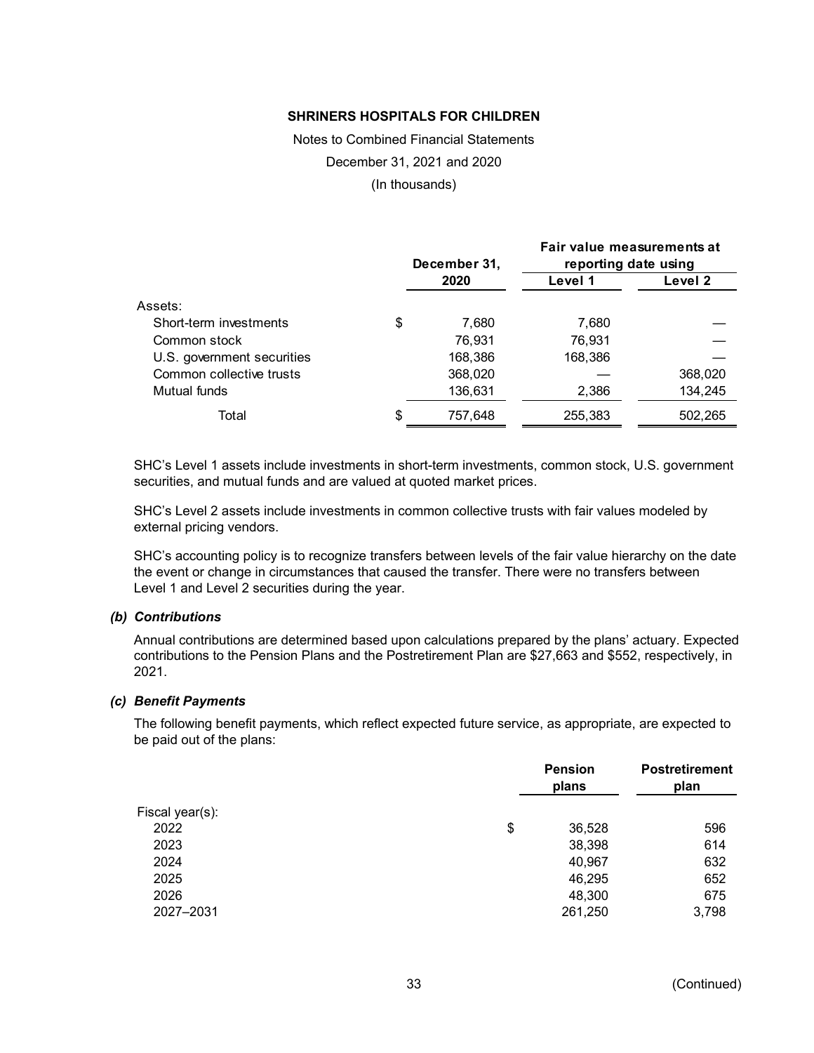| | December 31, 2020 | Fair value measurements at reporting date using | |
|---|---|---|---|
| | | Level 1 | Level 2 |
| Assets: | | | |
| Short-term investments | $ 7,680 | 7,680 | — |
| Common stock | 76,931 | 76,931 | — |
| U.S. government securities | 168,386 | 168,386 | — |
| Common collective trusts | 368,020 | — | 368,020 |
| Mutual funds | 136,631 | 2,386 | 134,245 |
| Total | $ 757,648 | 255,383 | 502,265 |

SHC's Level 1 assets include investments in short-term investments, common stock, U.S. government securities, and mutual funds and are valued at quoted market prices.

SHC's Level 2 assets include investments in common collective trusts with fair values modeled by external pricing vendors.

SHC's accounting policy is to recognize transfers between levels of the fair value hierarchy on the date the event or change in circumstances that caused the transfer. There were no transfers between Level 1 and Level 2 securities during the year.

### *(b) Contributions*

Annual contributions are determined based upon calculations prepared by the plans' actuary. Expected contributions to the Pension Plans and the Postretirement Plan are $27,663 and $552, respectively, in 2021.

### *(c) Benefit Payments*

The following benefit payments, which reflect expected future service, as appropriate, are expected to be paid out of the plans:

| | Pension plans | Postretirement plan |
|---|---|---|
| Fiscal year(s): | | |
| 2022 | $ 36,528 | 596 |
| 2023 | 38,398 | 614 |
| 2024 | 40,967 | 632 |
| 2025 | 46,295 | 652 |
| 2026 | 48,300 | 675 |
| 2027–2031 | 261,250 | 3,798 |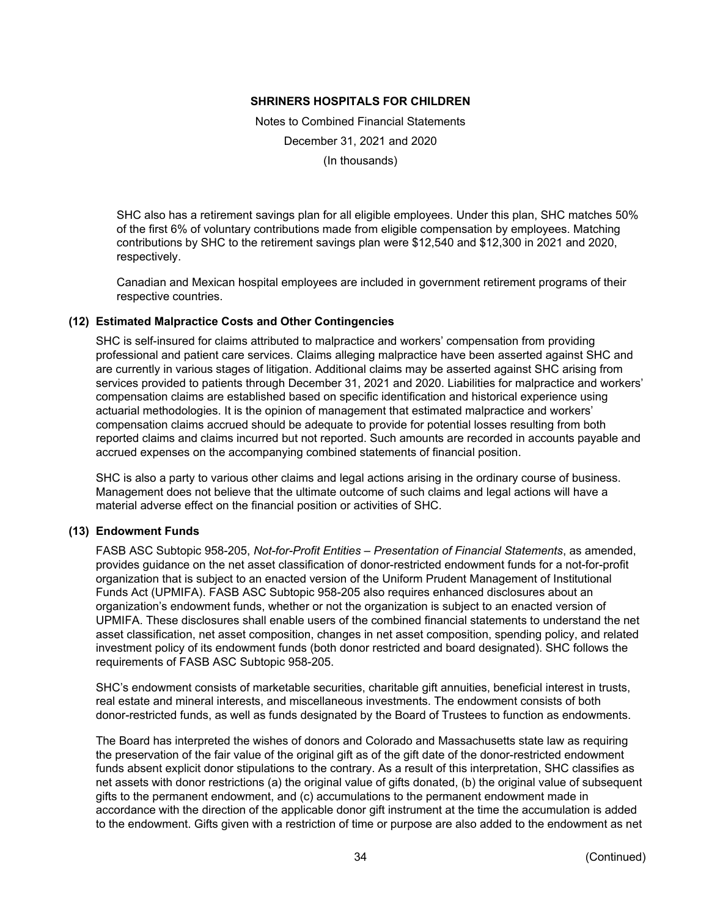SHC also has a retirement savings plan for all eligible employees. Under this plan, SHC matches 50% of the first 6% of voluntary contributions made from eligible compensation by employees. Matching contributions by SHC to the retirement savings plan were $12,540 and $12,300 in 2021 and 2020, respectively.

Canadian and Mexican hospital employees are included in government retirement programs of their respective countries.

## (12) Estimated Malpractice Costs and Other Contingencies

SHC is self-insured for claims attributed to malpractice and workers' compensation from providing professional and patient care services. Claims alleging malpractice have been asserted against SHC and are currently in various stages of litigation. Additional claims may be asserted against SHC arising from services provided to patients through December 31, 2021 and 2020. Liabilities for malpractice and workers' compensation claims are established based on specific identification and historical experience using actuarial methodologies. It is the opinion of management that estimated malpractice and workers' compensation claims accrued should be adequate to provide for potential losses resulting from both reported claims and claims incurred but not reported. Such amounts are recorded in accounts payable and accrued expenses on the accompanying combined statements of financial position.

SHC is also a party to various other claims and legal actions arising in the ordinary course of business. Management does not believe that the ultimate outcome of such claims and legal actions will have a material adverse effect on the financial position or activities of SHC.

## (13) Endowment Funds

FASB ASC Subtopic 958-205, *Not-for-Profit Entities – Presentation of Financial Statements*, as amended, provides guidance on the net asset classification of donor-restricted endowment funds for a not-for-profit organization that is subject to an enacted version of the Uniform Prudent Management of Institutional Funds Act (UPMIFA). FASB ASC Subtopic 958-205 also requires enhanced disclosures about an organization's endowment funds, whether or not the organization is subject to an enacted version of UPMIFA. These disclosures shall enable users of the combined financial statements to understand the net asset classification, net asset composition, changes in net asset composition, spending policy, and related investment policy of its endowment funds (both donor restricted and board designated). SHC follows the requirements of FASB ASC Subtopic 958-205.

SHC's endowment consists of marketable securities, charitable gift annuities, beneficial interest in trusts, real estate and mineral interests, and miscellaneous investments. The endowment consists of both donor-restricted funds, as well as funds designated by the Board of Trustees to function as endowments.

The Board has interpreted the wishes of donors and Colorado and Massachusetts state law as requiring the preservation of the fair value of the original gift as of the gift date of the donor-restricted endowment funds absent explicit donor stipulations to the contrary. As a result of this interpretation, SHC classifies as net assets with donor restrictions (a) the original value of gifts donated, (b) the original value of subsequent gifts to the permanent endowment, and (c) accumulations to the permanent endowment made in accordance with the direction of the applicable donor gift instrument at the time the accumulation is added to the endowment. Gifts given with a restriction of time or purpose are also added to the endowment as net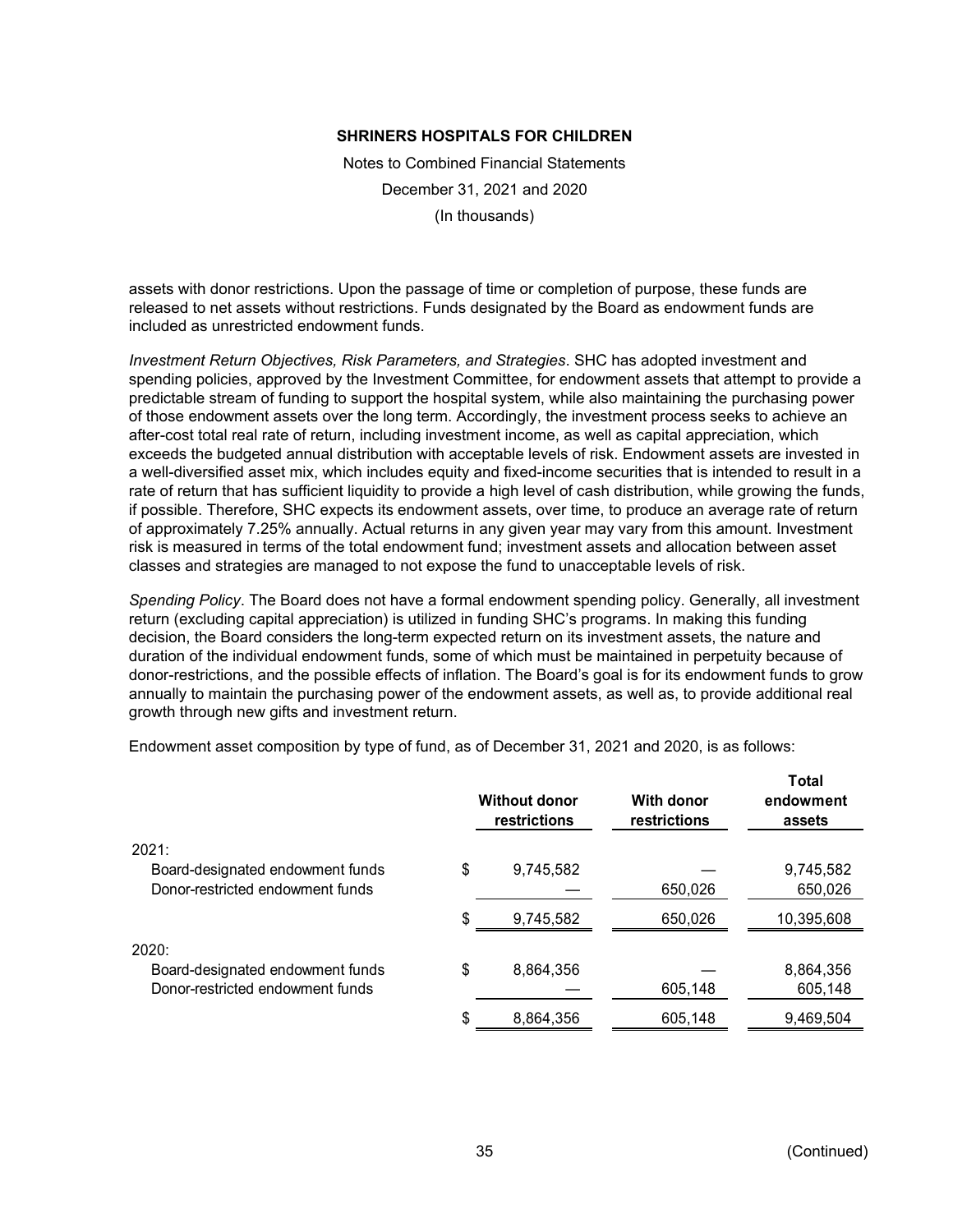assets with donor restrictions. Upon the passage of time or completion of purpose, these funds are released to net assets without restrictions. Funds designated by the Board as endowment funds are included as unrestricted endowment funds.

*Investment Return Objectives, Risk Parameters, and Strategies*. SHC has adopted investment and spending policies, approved by the Investment Committee, for endowment assets that attempt to provide a predictable stream of funding to support the hospital system, while also maintaining the purchasing power of those endowment assets over the long term. Accordingly, the investment process seeks to achieve an after-cost total real rate of return, including investment income, as well as capital appreciation, which exceeds the budgeted annual distribution with acceptable levels of risk. Endowment assets are invested in a well-diversified asset mix, which includes equity and fixed-income securities that is intended to result in a rate of return that has sufficient liquidity to provide a high level of cash distribution, while growing the funds, if possible. Therefore, SHC expects its endowment assets, over time, to produce an average rate of return of approximately 7.25% annually. Actual returns in any given year may vary from this amount. Investment risk is measured in terms of the total endowment fund; investment assets and allocation between asset classes and strategies are managed to not expose the fund to unacceptable levels of risk.

*Spending Policy*. The Board does not have a formal endowment spending policy. Generally, all investment return (excluding capital appreciation) is utilized in funding SHC's programs. In making this funding decision, the Board considers the long-term expected return on its investment assets, the nature and duration of the individual endowment funds, some of which must be maintained in perpetuity because of donor-restrictions, and the possible effects of inflation. The Board's goal is for its endowment funds to grow annually to maintain the purchasing power of the endowment assets, as well as, to provide additional real growth through new gifts and investment return.

Endowment asset composition by type of fund, as of December 31, 2021 and 2020, is as follows:

| | Without donor restrictions | With donor restrictions | Total endowment assets |
|---|---|---|---|
| 2021: | | | |
| Board-designated endowment funds | $ 9,745,582 | — | 9,745,582 |
| Donor-restricted endowment funds | — | 650,026 | 650,026 |
| | $ 9,745,582 | 650,026 | 10,395,608 |
| 2020: | | | |
| Board-designated endowment funds | $ 8,864,356 | — | 8,864,356 |
| Donor-restricted endowment funds | — | 605,148 | 605,148 |
| | $ 8,864,356 | 605,148 | 9,469,504 |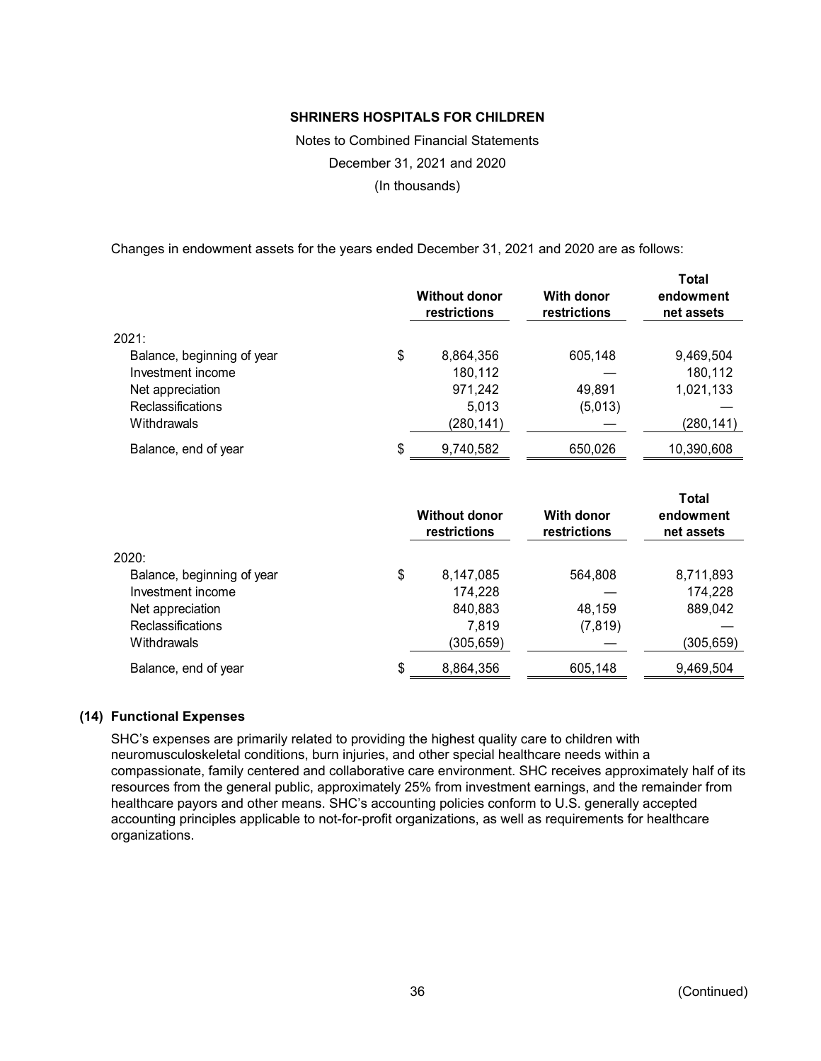**SHRINERS HOSPITALS FOR CHILDREN**

Notes to Combined Financial Statements

December 31, 2021 and 2020

(In thousands)

Changes in endowment assets for the years ended December 31, 2021 and 2020 are as follows:

| | | Without donor restrictions | With donor restrictions | Total endowment net assets |
|---|---|---|---|---|
| 2021: | | | | |
| Balance, beginning of year | $ | 8,864,356 | 605,148 | 9,469,504 |
| Investment income | | 180,112 | — | 180,112 |
| Net appreciation | | 971,242 | 49,891 | 1,021,133 |
| Reclassifications | | 5,013 | (5,013) | — |
| Withdrawals | | (280,141) | — | (280,141) |
| Balance, end of year | $ | 9,740,582 | 650,026 | 10,390,608 |

| | | Without donor restrictions | With donor restrictions | Total endowment net assets |
|---|---|---|---|---|
| 2020: | | | | |
| Balance, beginning of year | $ | 8,147,085 | 564,808 | 8,711,893 |
| Investment income | | 174,228 | — | 174,228 |
| Net appreciation | | 840,883 | 48,159 | 889,042 |
| Reclassifications | | 7,819 | (7,819) | — |
| Withdrawals | | (305,659) | — | (305,659) |
| Balance, end of year | $ | 8,864,356 | 605,148 | 9,469,504 |

### (14) Functional Expenses

SHC's expenses are primarily related to providing the highest quality care to children with neuromusculoskeletal conditions, burn injuries, and other special healthcare needs within a compassionate, family centered and collaborative care environment. SHC receives approximately half of its resources from the general public, approximately 25% from investment earnings, and the remainder from healthcare payors and other means. SHC's accounting policies conform to U.S. generally accepted accounting principles applicable to not-for-profit organizations, as well as requirements for healthcare organizations.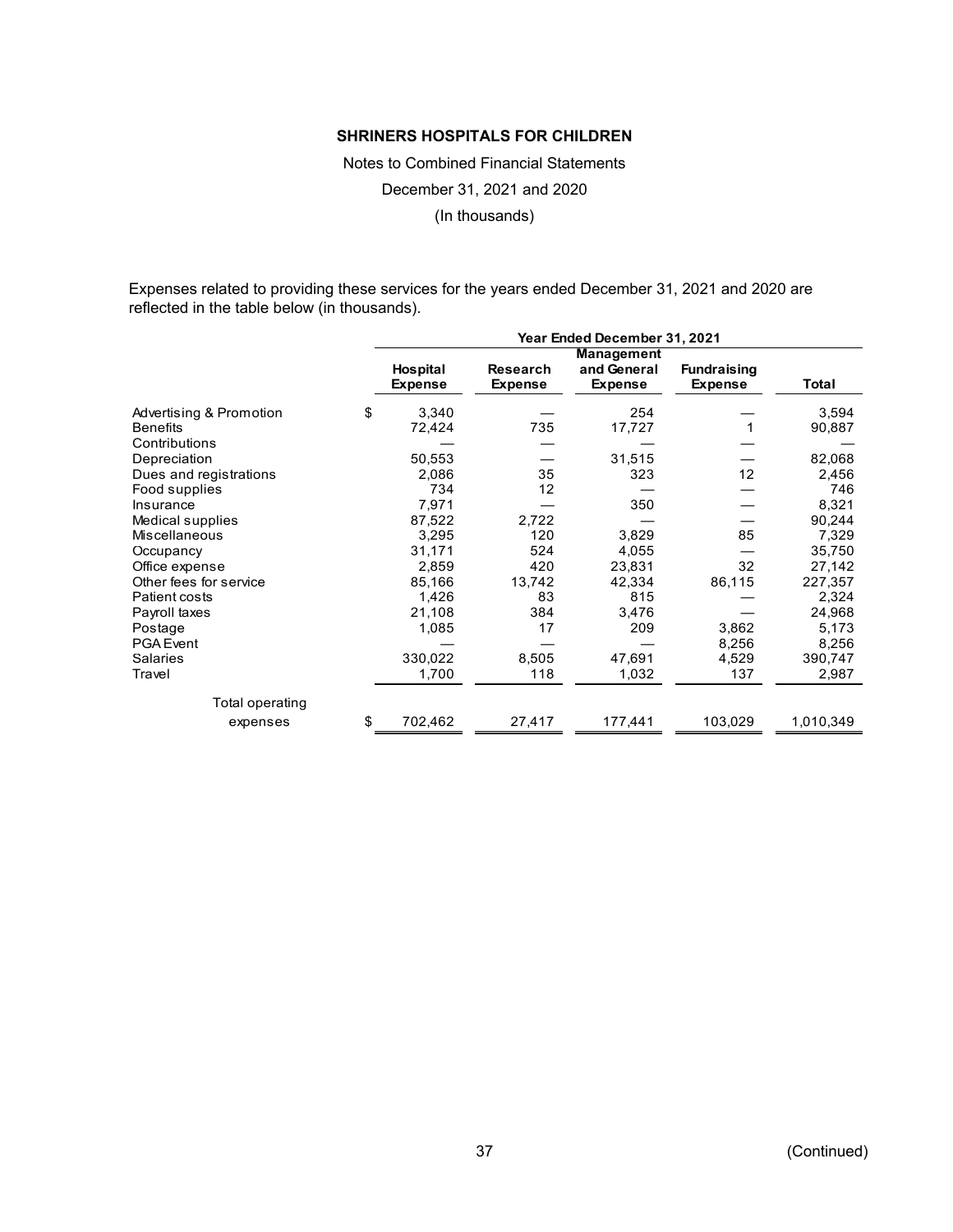**SHRINERS HOSPITALS FOR CHILDREN**

Notes to Combined Financial Statements

December 31, 2021 and 2020

(In thousands)

Expenses related to providing these services for the years ended December 31, 2021 and 2020 are reflected in the table below (in thousands).

| | Year Ended December 31, 2021 | | | | |
|---|---|---|---|---|---|
| | Hospital Expense | Research Expense | Management and General Expense | Fundraising Expense | Total |
| Advertising & Promotion | $ 3,340 | — | 254 | — | 3,594 |
| Benefits | 72,424 | 735 | 17,727 | 1 | 90,887 |
| Contributions | — | — | — | — | — |
| Depreciation | 50,553 | — | 31,515 | — | 82,068 |
| Dues and registrations | 2,086 | 35 | 323 | 12 | 2,456 |
| Food supplies | 734 | 12 | — | — | 746 |
| Insurance | 7,971 | — | 350 | — | 8,321 |
| Medical supplies | 87,522 | 2,722 | — | — | 90,244 |
| Miscellaneous | 3,295 | 120 | 3,829 | 85 | 7,329 |
| Occupancy | 31,171 | 524 | 4,055 | — | 35,750 |
| Office expense | 2,859 | 420 | 23,831 | 32 | 27,142 |
| Other fees for service | 85,166 | 13,742 | 42,334 | 86,115 | 227,357 |
| Patient costs | 1,426 | 83 | 815 | — | 2,324 |
| Payroll taxes | 21,108 | 384 | 3,476 | — | 24,968 |
| Postage | 1,085 | 17 | 209 | 3,862 | 5,173 |
| PGA Event | — | — | — | 8,256 | 8,256 |
| Salaries | 330,022 | 8,505 | 47,691 | 4,529 | 390,747 |
| Travel | 1,700 | 118 | 1,032 | 137 | 2,987 |
| Total operating expenses | $ 702,462 | 27,417 | 177,441 | 103,029 | 1,010,349 |

(Continued)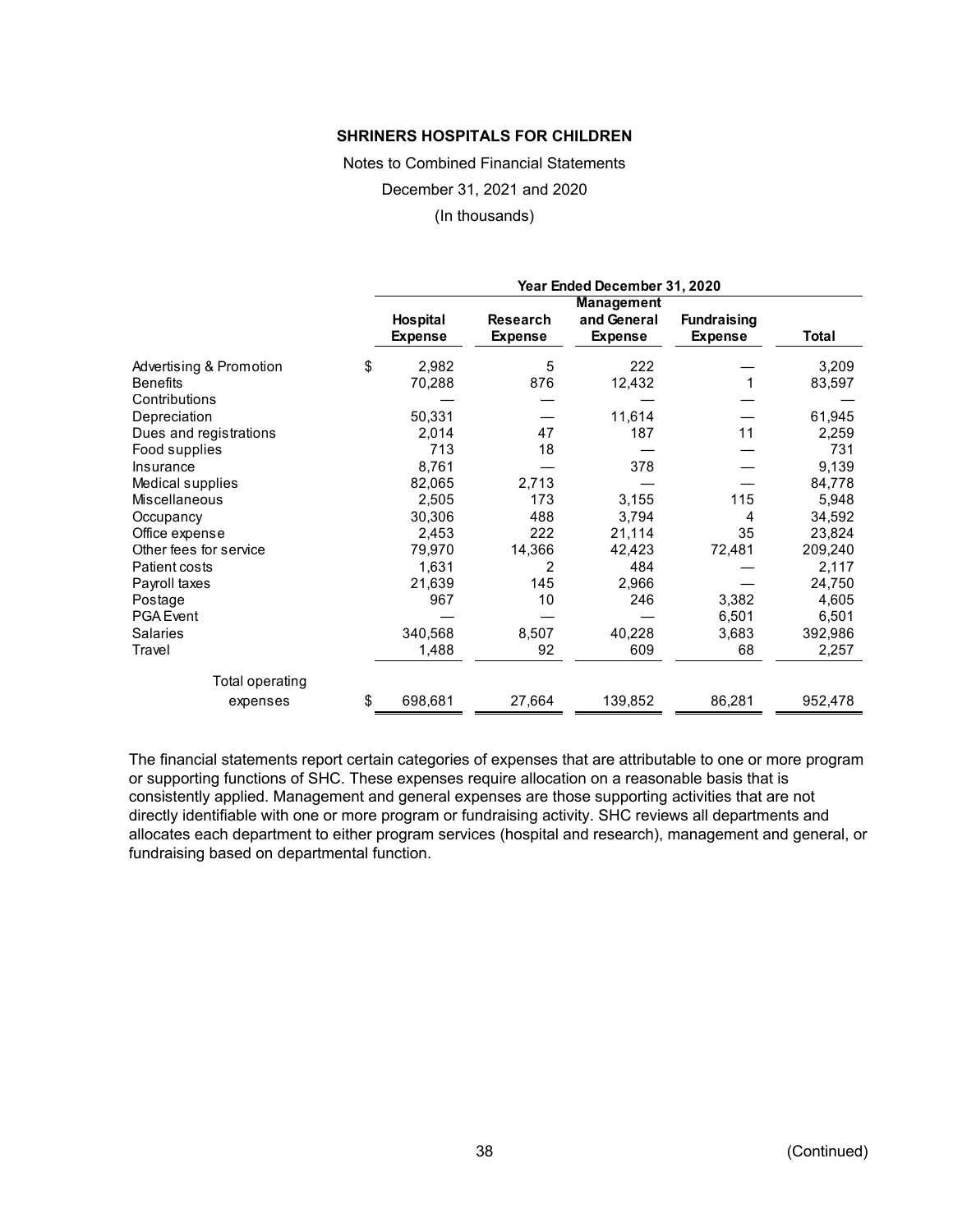**SHRINERS HOSPITALS FOR CHILDREN**

Notes to Combined Financial Statements

December 31, 2021 and 2020

(In thousands)

| | Year Ended December 31, 2020 | | | | |
|---|---|---|---|---|---|
| | Hospital Expense | Research Expense | Management and General Expense | Fundraising Expense | Total |
| Advertising & Promotion | $ 2,982 | 5 | 222 | — | 3,209 |
| Benefits | 70,288 | 876 | 12,432 | 1 | 83,597 |
| Contributions | — | — | — | — | — |
| Depreciation | 50,331 | — | 11,614 | — | 61,945 |
| Dues and registrations | 2,014 | 47 | 187 | 11 | 2,259 |
| Food supplies | 713 | 18 | — | — | 731 |
| Insurance | 8,761 | — | 378 | — | 9,139 |
| Medical supplies | 82,065 | 2,713 | — | — | 84,778 |
| Miscellaneous | 2,505 | 173 | 3,155 | 115 | 5,948 |
| Occupancy | 30,306 | 488 | 3,794 | 4 | 34,592 |
| Office expense | 2,453 | 222 | 21,114 | 35 | 23,824 |
| Other fees for service | 79,970 | 14,366 | 42,423 | 72,481 | 209,240 |
| Patient costs | 1,631 | 2 | 484 | — | 2,117 |
| Payroll taxes | 21,639 | 145 | 2,966 | — | 24,750 |
| Postage | 967 | 10 | 246 | 3,382 | 4,605 |
| PGA Event | — | — | — | 6,501 | 6,501 |
| Salaries | 340,568 | 8,507 | 40,228 | 3,683 | 392,986 |
| Travel | 1,488 | 92 | 609 | 68 | 2,257 |
| Total operating expenses | $ 698,681 | 27,664 | 139,852 | 86,281 | 952,478 |

The financial statements report certain categories of expenses that are attributable to one or more program or supporting functions of SHC. These expenses require allocation on a reasonable basis that is consistently applied. Management and general expenses are those supporting activities that are not directly identifiable with one or more program or fundraising activity. SHC reviews all departments and allocates each department to either program services (hospital and research), management and general, or fundraising based on departmental function.

(Continued)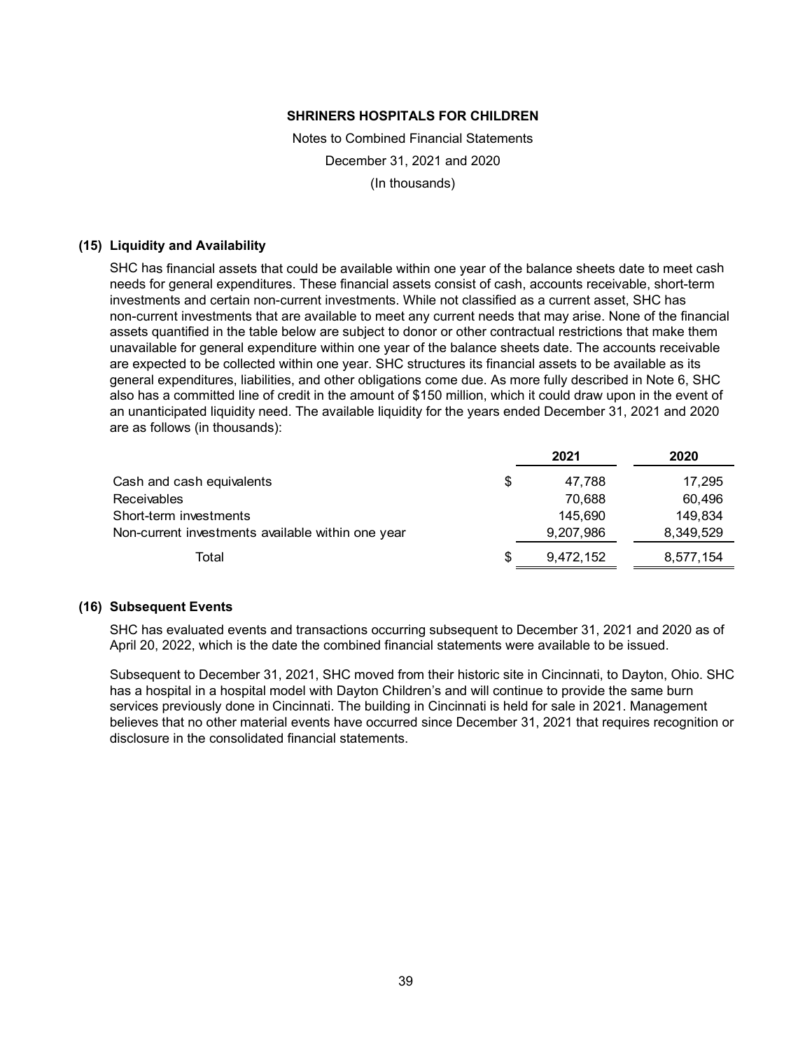**SHRINERS HOSPITALS FOR CHILDREN**

Notes to Combined Financial Statements

December 31, 2021 and 2020

(In thousands)

### (15) Liquidity and Availability

SHC has financial assets that could be available within one year of the balance sheets date to meet cash needs for general expenditures. These financial assets consist of cash, accounts receivable, short-term investments and certain non-current investments. While not classified as a current asset, SHC has non-current investments that are available to meet any current needs that may arise. None of the financial assets quantified in the table below are subject to donor or other contractual restrictions that make them unavailable for general expenditure within one year of the balance sheets date. The accounts receivable are expected to be collected within one year. SHC structures its financial assets to be available as its general expenditures, liabilities, and other obligations come due. As more fully described in Note 6, SHC also has a committed line of credit in the amount of $150 million, which it could draw upon in the event of an unanticipated liquidity need. The available liquidity for the years ended December 31, 2021 and 2020 are as follows (in thousands):

| | | 2021 | 2020 |
|---|---|---|---|
| Cash and cash equivalents | $ | 47,788 | 17,295 |
| Receivables | | 70,688 | 60,496 |
| Short-term investments | | 145,690 | 149,834 |
| Non-current investments available within one year | | 9,207,986 | 8,349,529 |
| Total | $ | 9,472,152 | 8,577,154 |

### (16) Subsequent Events

SHC has evaluated events and transactions occurring subsequent to December 31, 2021 and 2020 as of April 20, 2022, which is the date the combined financial statements were available to be issued.

Subsequent to December 31, 2021, SHC moved from their historic site in Cincinnati, to Dayton, Ohio. SHC has a hospital in a hospital model with Dayton Children's and will continue to provide the same burn services previously done in Cincinnati. The building in Cincinnati is held for sale in 2021. Management believes that no other material events have occurred since December 31, 2021 that requires recognition or disclosure in the consolidated financial statements.